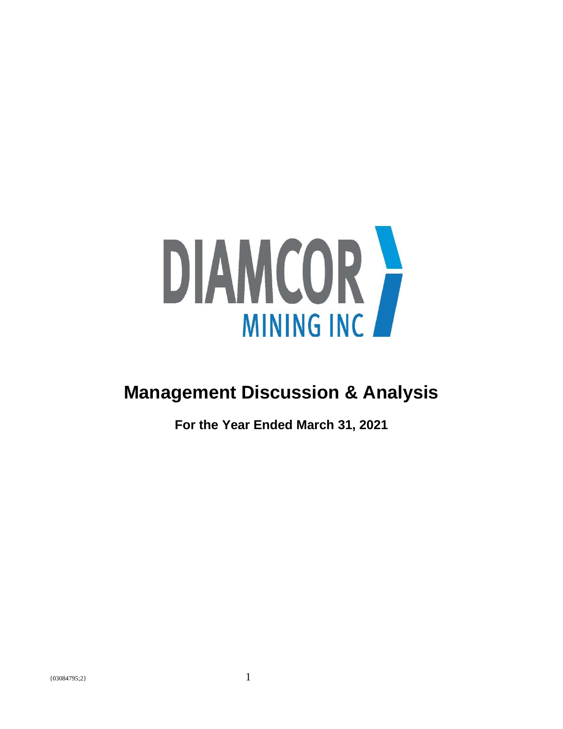DIAMCOR MINING INC

# Management Discussion & Analysis

**For the Year Ended March 31, 2021**

{03084795;2}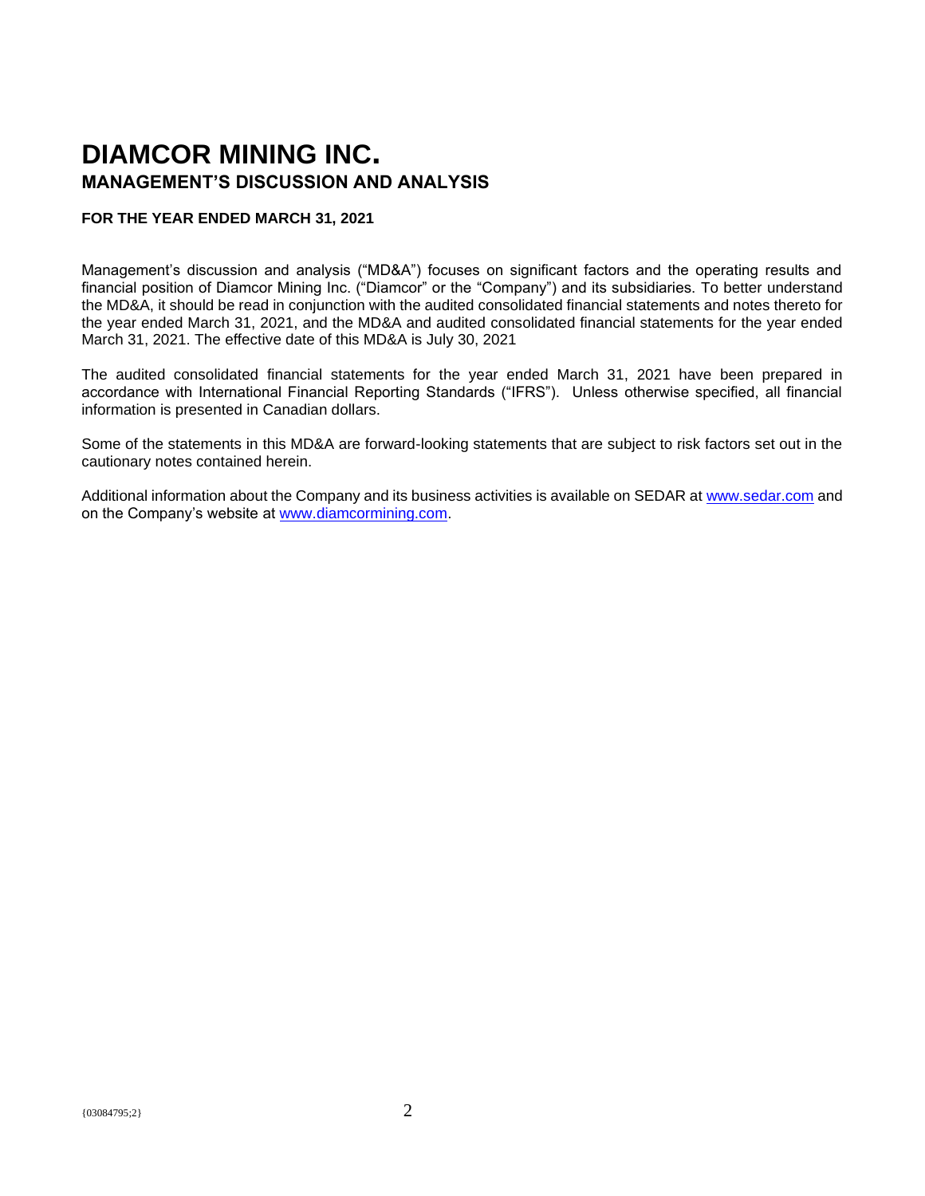# DIAMCOR MINING INC.

## MANAGEMENT'S DISCUSSION AND ANALYSIS

**FOR THE YEAR ENDED MARCH 31, 2021**

Management's discussion and analysis ("MD&A") focuses on significant factors and the operating results and financial position of Diamcor Mining Inc. ("Diamcor" or the "Company") and its subsidiaries. To better understand the MD&A, it should be read in conjunction with the audited consolidated financial statements and notes thereto for the year ended March 31, 2021, and the MD&A and audited consolidated financial statements for the year ended March 31, 2021. The effective date of this MD&A is July 30, 2021

The audited consolidated financial statements for the year ended March 31, 2021 have been prepared in accordance with International Financial Reporting Standards ("IFRS"). Unless otherwise specified, all financial information is presented in Canadian dollars.

Some of the statements in this MD&A are forward-looking statements that are subject to risk factors set out in the cautionary notes contained herein.

Additional information about the Company and its business activities is available on SEDAR at www.sedar.com and on the Company's website at www.diamcormining.com.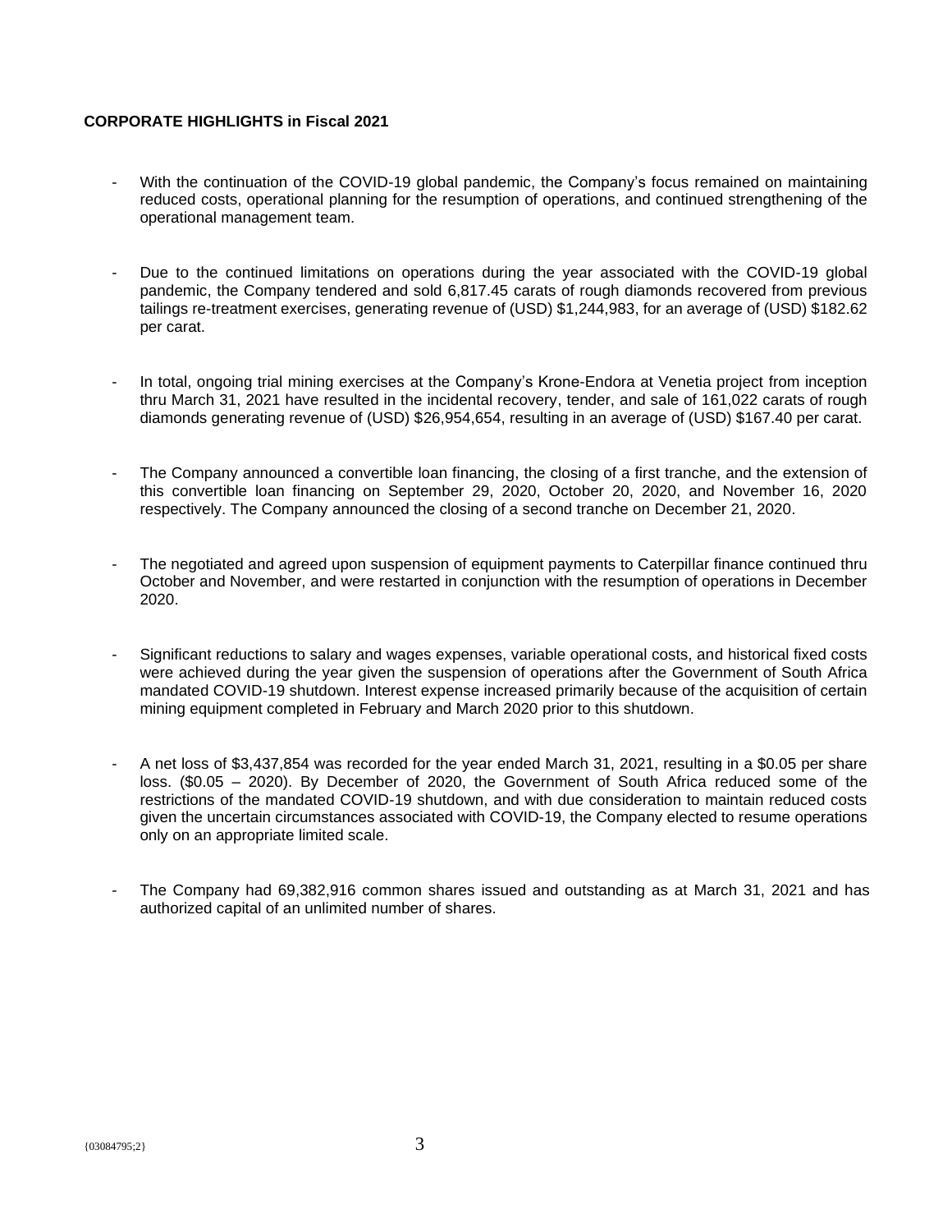**CORPORATE HIGHLIGHTS in Fiscal 2021**

- With the continuation of the COVID-19 global pandemic, the Company's focus remained on maintaining reduced costs, operational planning for the resumption of operations, and continued strengthening of the operational management team.

- Due to the continued limitations on operations during the year associated with the COVID-19 global pandemic, the Company tendered and sold 6,817.45 carats of rough diamonds recovered from previous tailings re-treatment exercises, generating revenue of (USD) $1,244,983, for an average of (USD) $182.62 per carat.

- In total, ongoing trial mining exercises at the Company's Krone-Endora at Venetia project from inception thru March 31, 2021 have resulted in the incidental recovery, tender, and sale of 161,022 carats of rough diamonds generating revenue of (USD) $26,954,654, resulting in an average of (USD) $167.40 per carat.

- The Company announced a convertible loan financing, the closing of a first tranche, and the extension of this convertible loan financing on September 29, 2020, October 20, 2020, and November 16, 2020 respectively. The Company announced the closing of a second tranche on December 21, 2020.

- The negotiated and agreed upon suspension of equipment payments to Caterpillar finance continued thru October and November, and were restarted in conjunction with the resumption of operations in December 2020.

- Significant reductions to salary and wages expenses, variable operational costs, and historical fixed costs were achieved during the year given the suspension of operations after the Government of South Africa mandated COVID-19 shutdown. Interest expense increased primarily because of the acquisition of certain mining equipment completed in February and March 2020 prior to this shutdown.

- A net loss of $3,437,854 was recorded for the year ended March 31, 2021, resulting in a $0.05 per share loss. ($0.05 – 2020). By December of 2020, the Government of South Africa reduced some of the restrictions of the mandated COVID-19 shutdown, and with due consideration to maintain reduced costs given the uncertain circumstances associated with COVID-19, the Company elected to resume operations only on an appropriate limited scale.

- The Company had 69,382,916 common shares issued and outstanding as at March 31, 2021 and has authorized capital of an unlimited number of shares.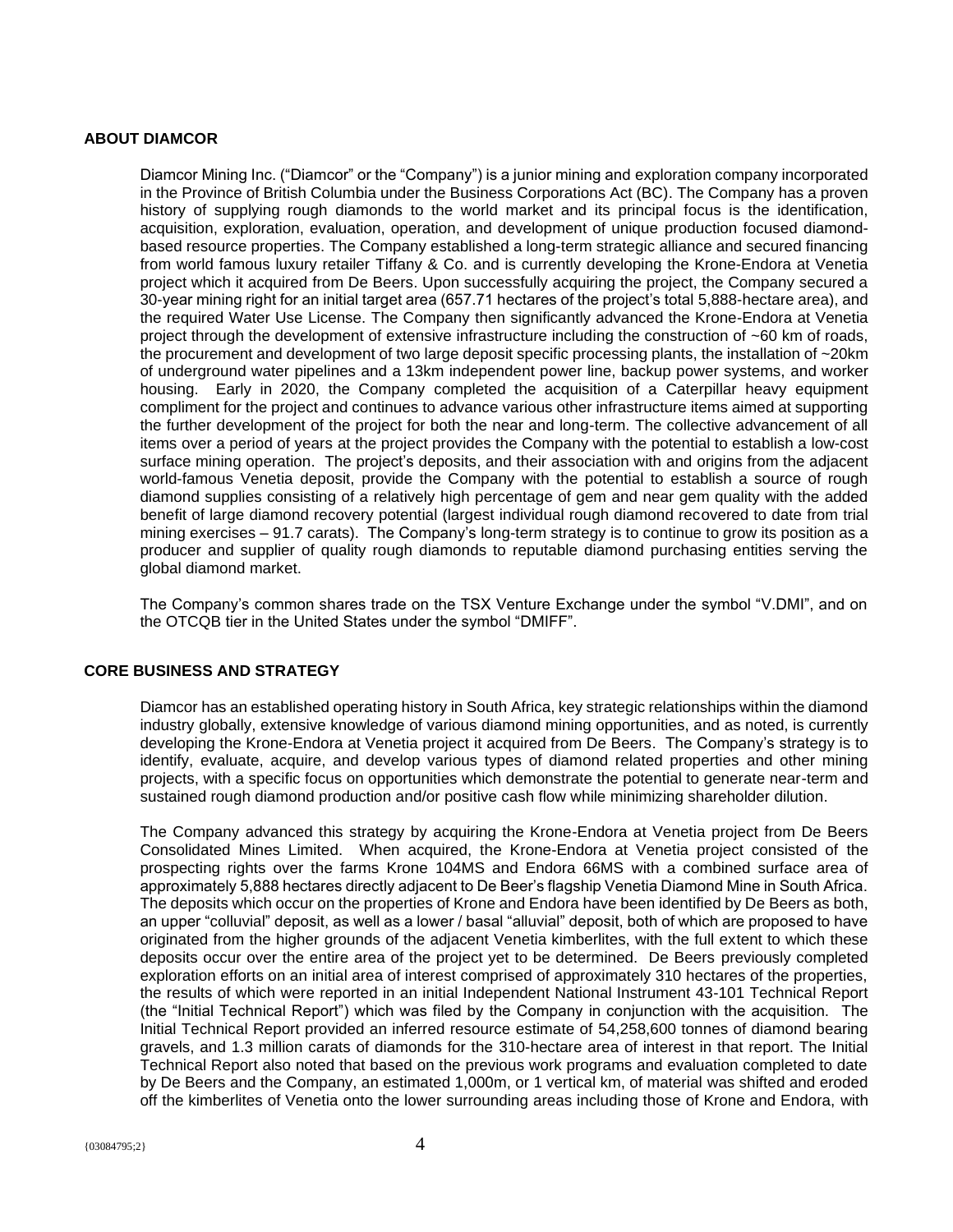## ABOUT DIAMCOR

Diamcor Mining Inc. ("Diamcor" or the "Company") is a junior mining and exploration company incorporated in the Province of British Columbia under the Business Corporations Act (BC). The Company has a proven history of supplying rough diamonds to the world market and its principal focus is the identification, acquisition, exploration, evaluation, operation, and development of unique production focused diamond-based resource properties. The Company established a long-term strategic alliance and secured financing from world famous luxury retailer Tiffany & Co. and is currently developing the Krone-Endora at Venetia project which it acquired from De Beers. Upon successfully acquiring the project, the Company secured a 30-year mining right for an initial target area (657.71 hectares of the project's total 5,888-hectare area), and the required Water Use License. The Company then significantly advanced the Krone-Endora at Venetia project through the development of extensive infrastructure including the construction of ~60 km of roads, the procurement and development of two large deposit specific processing plants, the installation of ~20km of underground water pipelines and a 13km independent power line, backup power systems, and worker housing. Early in 2020, the Company completed the acquisition of a Caterpillar heavy equipment compliment for the project and continues to advance various other infrastructure items aimed at supporting the further development of the project for both the near and long-term. The collective advancement of all items over a period of years at the project provides the Company with the potential to establish a low-cost surface mining operation. The project's deposits, and their association with and origins from the adjacent world-famous Venetia deposit, provide the Company with the potential to establish a source of rough diamond supplies consisting of a relatively high percentage of gem and near gem quality with the added benefit of large diamond recovery potential (largest individual rough diamond recovered to date from trial mining exercises – 91.7 carats). The Company's long-term strategy is to continue to grow its position as a producer and supplier of quality rough diamonds to reputable diamond purchasing entities serving the global diamond market.

The Company's common shares trade on the TSX Venture Exchange under the symbol "V.DMI", and on the OTCQB tier in the United States under the symbol "DMIFF".

## CORE BUSINESS AND STRATEGY

Diamcor has an established operating history in South Africa, key strategic relationships within the diamond industry globally, extensive knowledge of various diamond mining opportunities, and as noted, is currently developing the Krone-Endora at Venetia project it acquired from De Beers. The Company's strategy is to identify, evaluate, acquire, and develop various types of diamond related properties and other mining projects, with a specific focus on opportunities which demonstrate the potential to generate near-term and sustained rough diamond production and/or positive cash flow while minimizing shareholder dilution.

The Company advanced this strategy by acquiring the Krone-Endora at Venetia project from De Beers Consolidated Mines Limited. When acquired, the Krone-Endora at Venetia project consisted of the prospecting rights over the farms Krone 104MS and Endora 66MS with a combined surface area of approximately 5,888 hectares directly adjacent to De Beer's flagship Venetia Diamond Mine in South Africa. The deposits which occur on the properties of Krone and Endora have been identified by De Beers as both, an upper "colluvial" deposit, as well as a lower / basal "alluvial" deposit, both of which are proposed to have originated from the higher grounds of the adjacent Venetia kimberlites, with the full extent to which these deposits occur over the entire area of the project yet to be determined. De Beers previously completed exploration efforts on an initial area of interest comprised of approximately 310 hectares of the properties, the results of which were reported in an initial Independent National Instrument 43-101 Technical Report (the "Initial Technical Report") which was filed by the Company in conjunction with the acquisition. The Initial Technical Report provided an inferred resource estimate of 54,258,600 tonnes of diamond bearing gravels, and 1.3 million carats of diamonds for the 310-hectare area of interest in that report. The Initial Technical Report also noted that based on the previous work programs and evaluation completed to date by De Beers and the Company, an estimated 1,000m, or 1 vertical km, of material was shifted and eroded off the kimberlites of Venetia onto the lower surrounding areas including those of Krone and Endora, with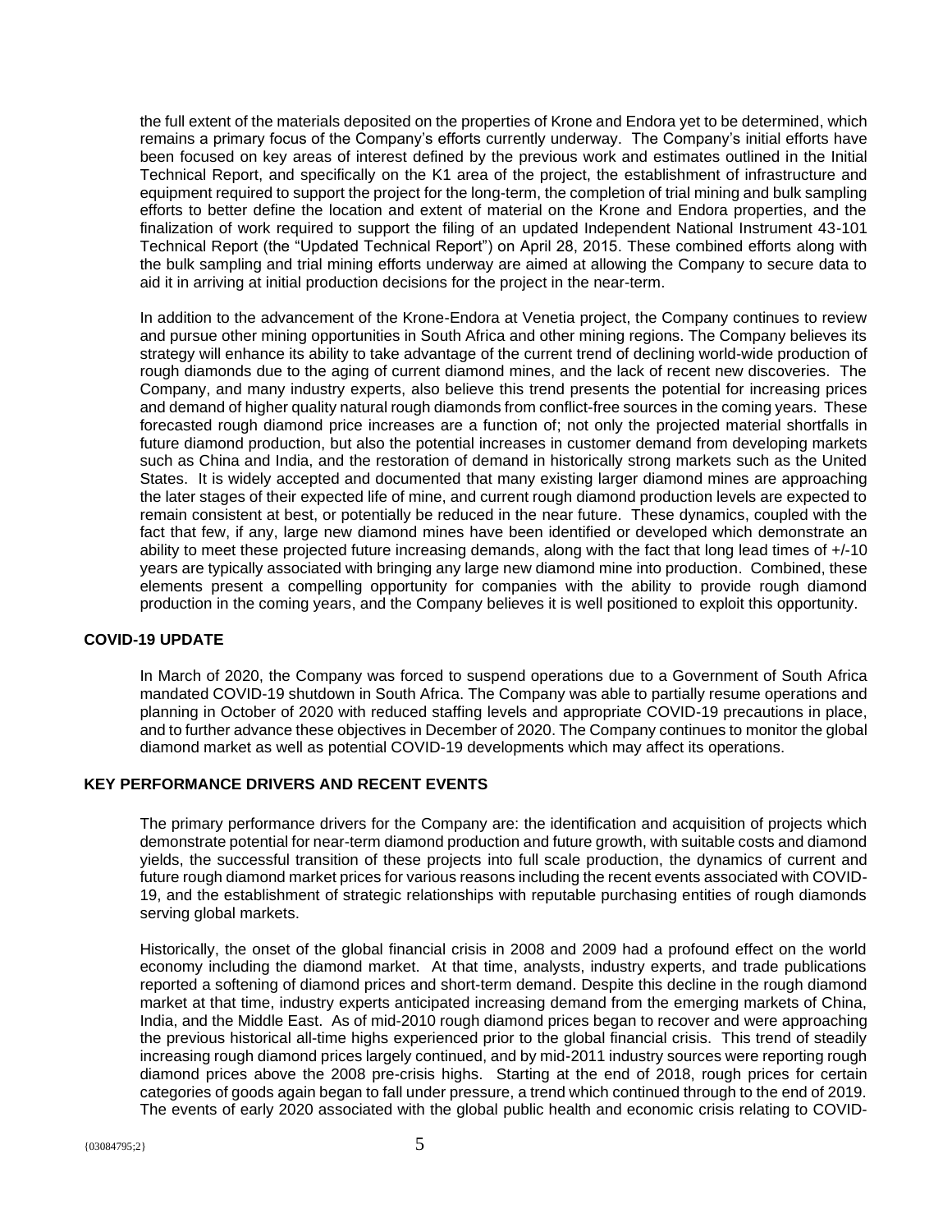the full extent of the materials deposited on the properties of Krone and Endora yet to be determined, which remains a primary focus of the Company's efforts currently underway. The Company's initial efforts have been focused on key areas of interest defined by the previous work and estimates outlined in the Initial Technical Report, and specifically on the K1 area of the project, the establishment of infrastructure and equipment required to support the project for the long-term, the completion of trial mining and bulk sampling efforts to better define the location and extent of material on the Krone and Endora properties, and the finalization of work required to support the filing of an updated Independent National Instrument 43-101 Technical Report (the "Updated Technical Report") on April 28, 2015. These combined efforts along with the bulk sampling and trial mining efforts underway are aimed at allowing the Company to secure data to aid it in arriving at initial production decisions for the project in the near-term.

In addition to the advancement of the Krone-Endora at Venetia project, the Company continues to review and pursue other mining opportunities in South Africa and other mining regions. The Company believes its strategy will enhance its ability to take advantage of the current trend of declining world-wide production of rough diamonds due to the aging of current diamond mines, and the lack of recent new discoveries. The Company, and many industry experts, also believe this trend presents the potential for increasing prices and demand of higher quality natural rough diamonds from conflict-free sources in the coming years. These forecasted rough diamond price increases are a function of; not only the projected material shortfalls in future diamond production, but also the potential increases in customer demand from developing markets such as China and India, and the restoration of demand in historically strong markets such as the United States. It is widely accepted and documented that many existing larger diamond mines are approaching the later stages of their expected life of mine, and current rough diamond production levels are expected to remain consistent at best, or potentially be reduced in the near future. These dynamics, coupled with the fact that few, if any, large new diamond mines have been identified or developed which demonstrate an ability to meet these projected future increasing demands, along with the fact that long lead times of +/-10 years are typically associated with bringing any large new diamond mine into production. Combined, these elements present a compelling opportunity for companies with the ability to provide rough diamond production in the coming years, and the Company believes it is well positioned to exploit this opportunity.

## COVID-19 UPDATE

In March of 2020, the Company was forced to suspend operations due to a Government of South Africa mandated COVID-19 shutdown in South Africa. The Company was able to partially resume operations and planning in October of 2020 with reduced staffing levels and appropriate COVID-19 precautions in place, and to further advance these objectives in December of 2020. The Company continues to monitor the global diamond market as well as potential COVID-19 developments which may affect its operations.

## KEY PERFORMANCE DRIVERS AND RECENT EVENTS

The primary performance drivers for the Company are: the identification and acquisition of projects which demonstrate potential for near-term diamond production and future growth, with suitable costs and diamond yields, the successful transition of these projects into full scale production, the dynamics of current and future rough diamond market prices for various reasons including the recent events associated with COVID-19, and the establishment of strategic relationships with reputable purchasing entities of rough diamonds serving global markets.

Historically, the onset of the global financial crisis in 2008 and 2009 had a profound effect on the world economy including the diamond market. At that time, analysts, industry experts, and trade publications reported a softening of diamond prices and short-term demand. Despite this decline in the rough diamond market at that time, industry experts anticipated increasing demand from the emerging markets of China, India, and the Middle East. As of mid-2010 rough diamond prices began to recover and were approaching the previous historical all-time highs experienced prior to the global financial crisis. This trend of steadily increasing rough diamond prices largely continued, and by mid-2011 industry sources were reporting rough diamond prices above the 2008 pre-crisis highs. Starting at the end of 2018, rough prices for certain categories of goods again began to fall under pressure, a trend which continued through to the end of 2019. The events of early 2020 associated with the global public health and economic crisis relating to COVID-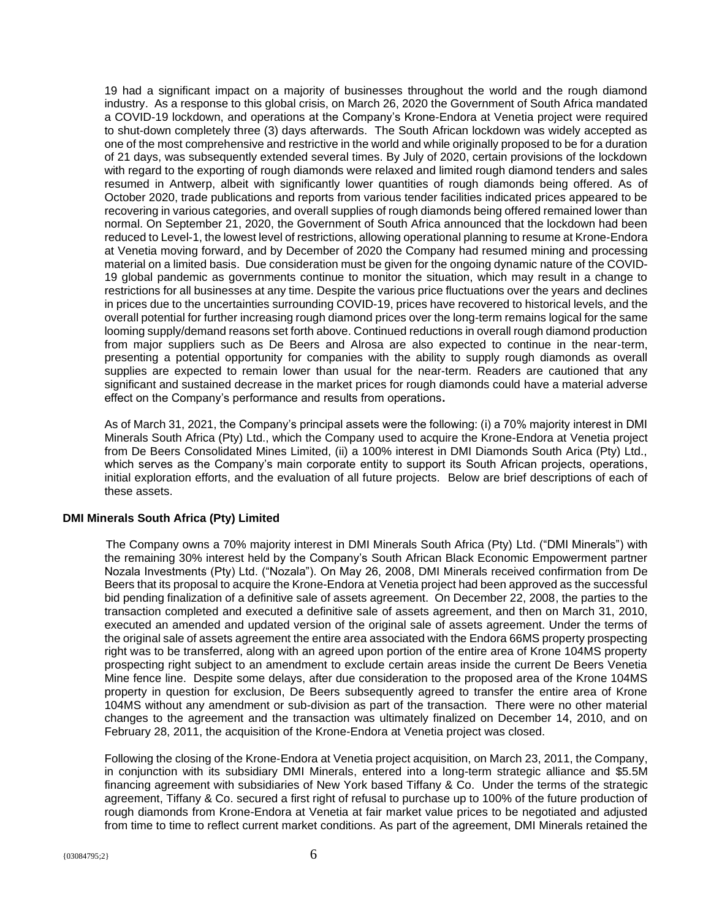19 had a significant impact on a majority of businesses throughout the world and the rough diamond industry. As a response to this global crisis, on March 26, 2020 the Government of South Africa mandated a COVID-19 lockdown, and operations at the Company's Krone-Endora at Venetia project were required to shut-down completely three (3) days afterwards. The South African lockdown was widely accepted as one of the most comprehensive and restrictive in the world and while originally proposed to be for a duration of 21 days, was subsequently extended several times. By July of 2020, certain provisions of the lockdown with regard to the exporting of rough diamonds were relaxed and limited rough diamond tenders and sales resumed in Antwerp, albeit with significantly lower quantities of rough diamonds being offered. As of October 2020, trade publications and reports from various tender facilities indicated prices appeared to be recovering in various categories, and overall supplies of rough diamonds being offered remained lower than normal. On September 21, 2020, the Government of South Africa announced that the lockdown had been reduced to Level-1, the lowest level of restrictions, allowing operational planning to resume at Krone-Endora at Venetia moving forward, and by December of 2020 the Company had resumed mining and processing material on a limited basis. Due consideration must be given for the ongoing dynamic nature of the COVID-19 global pandemic as governments continue to monitor the situation, which may result in a change to restrictions for all businesses at any time. Despite the various price fluctuations over the years and declines in prices due to the uncertainties surrounding COVID-19, prices have recovered to historical levels, and the overall potential for further increasing rough diamond prices over the long-term remains logical for the same looming supply/demand reasons set forth above. Continued reductions in overall rough diamond production from major suppliers such as De Beers and Alrosa are also expected to continue in the near-term, presenting a potential opportunity for companies with the ability to supply rough diamonds as overall supplies are expected to remain lower than usual for the near-term. Readers are cautioned that any significant and sustained decrease in the market prices for rough diamonds could have a material adverse effect on the Company's performance and results from operations**.**

As of March 31, 2021, the Company's principal assets were the following: (i) a 70% majority interest in DMI Minerals South Africa (Pty) Ltd., which the Company used to acquire the Krone-Endora at Venetia project from De Beers Consolidated Mines Limited, (ii) a 100% interest in DMI Diamonds South Arica (Pty) Ltd., which serves as the Company's main corporate entity to support its South African projects, operations, initial exploration efforts, and the evaluation of all future projects. Below are brief descriptions of each of these assets.

**DMI Minerals South Africa (Pty) Limited**

The Company owns a 70% majority interest in DMI Minerals South Africa (Pty) Ltd. ("DMI Minerals") with the remaining 30% interest held by the Company's South African Black Economic Empowerment partner Nozala Investments (Pty) Ltd. ("Nozala"). On May 26, 2008, DMI Minerals received confirmation from De Beers that its proposal to acquire the Krone-Endora at Venetia project had been approved as the successful bid pending finalization of a definitive sale of assets agreement. On December 22, 2008, the parties to the transaction completed and executed a definitive sale of assets agreement, and then on March 31, 2010, executed an amended and updated version of the original sale of assets agreement. Under the terms of the original sale of assets agreement the entire area associated with the Endora 66MS property prospecting right was to be transferred, along with an agreed upon portion of the entire area of Krone 104MS property prospecting right subject to an amendment to exclude certain areas inside the current De Beers Venetia Mine fence line. Despite some delays, after due consideration to the proposed area of the Krone 104MS property in question for exclusion, De Beers subsequently agreed to transfer the entire area of Krone 104MS without any amendment or sub-division as part of the transaction. There were no other material changes to the agreement and the transaction was ultimately finalized on December 14, 2010, and on February 28, 2011, the acquisition of the Krone-Endora at Venetia project was closed.

Following the closing of the Krone-Endora at Venetia project acquisition, on March 23, 2011, the Company, in conjunction with its subsidiary DMI Minerals, entered into a long-term strategic alliance and $5.5M financing agreement with subsidiaries of New York based Tiffany & Co. Under the terms of the strategic agreement, Tiffany & Co. secured a first right of refusal to purchase up to 100% of the future production of rough diamonds from Krone-Endora at Venetia at fair market value prices to be negotiated and adjusted from time to time to reflect current market conditions. As part of the agreement, DMI Minerals retained the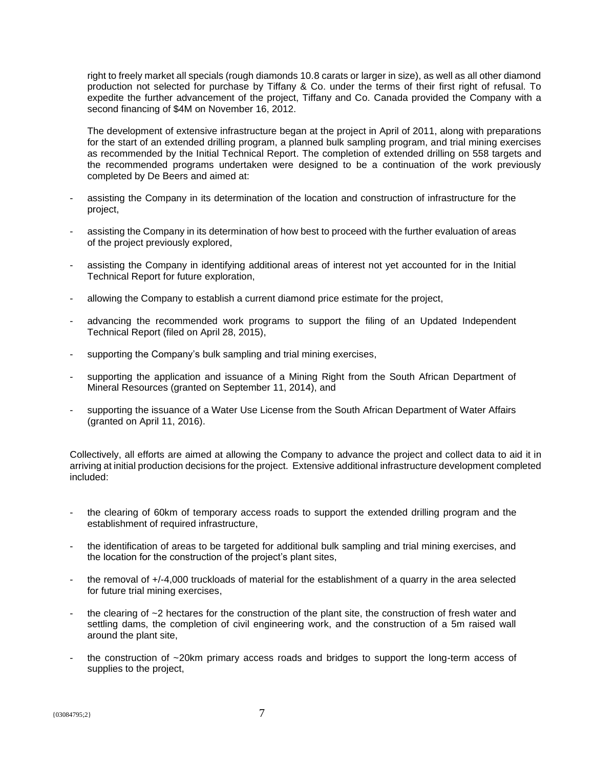right to freely market all specials (rough diamonds 10.8 carats or larger in size), as well as all other diamond production not selected for purchase by Tiffany & Co. under the terms of their first right of refusal. To expedite the further advancement of the project, Tiffany and Co. Canada provided the Company with a second financing of $4M on November 16, 2012.

The development of extensive infrastructure began at the project in April of 2011, along with preparations for the start of an extended drilling program, a planned bulk sampling program, and trial mining exercises as recommended by the Initial Technical Report. The completion of extended drilling on 558 targets and the recommended programs undertaken were designed to be a continuation of the work previously completed by De Beers and aimed at:

- assisting the Company in its determination of the location and construction of infrastructure for the project,
- assisting the Company in its determination of how best to proceed with the further evaluation of areas of the project previously explored,
- assisting the Company in identifying additional areas of interest not yet accounted for in the Initial Technical Report for future exploration,
- allowing the Company to establish a current diamond price estimate for the project,
- advancing the recommended work programs to support the filing of an Updated Independent Technical Report (filed on April 28, 2015),
- supporting the Company's bulk sampling and trial mining exercises,
- supporting the application and issuance of a Mining Right from the South African Department of Mineral Resources (granted on September 11, 2014), and
- supporting the issuance of a Water Use License from the South African Department of Water Affairs (granted on April 11, 2016).

Collectively, all efforts are aimed at allowing the Company to advance the project and collect data to aid it in arriving at initial production decisions for the project. Extensive additional infrastructure development completed included:

- the clearing of 60km of temporary access roads to support the extended drilling program and the establishment of required infrastructure,
- the identification of areas to be targeted for additional bulk sampling and trial mining exercises, and the location for the construction of the project's plant sites,
- the removal of +/-4,000 truckloads of material for the establishment of a quarry in the area selected for future trial mining exercises,
- the clearing of ~2 hectares for the construction of the plant site, the construction of fresh water and settling dams, the completion of civil engineering work, and the construction of a 5m raised wall around the plant site,
- the construction of ~20km primary access roads and bridges to support the long-term access of supplies to the project,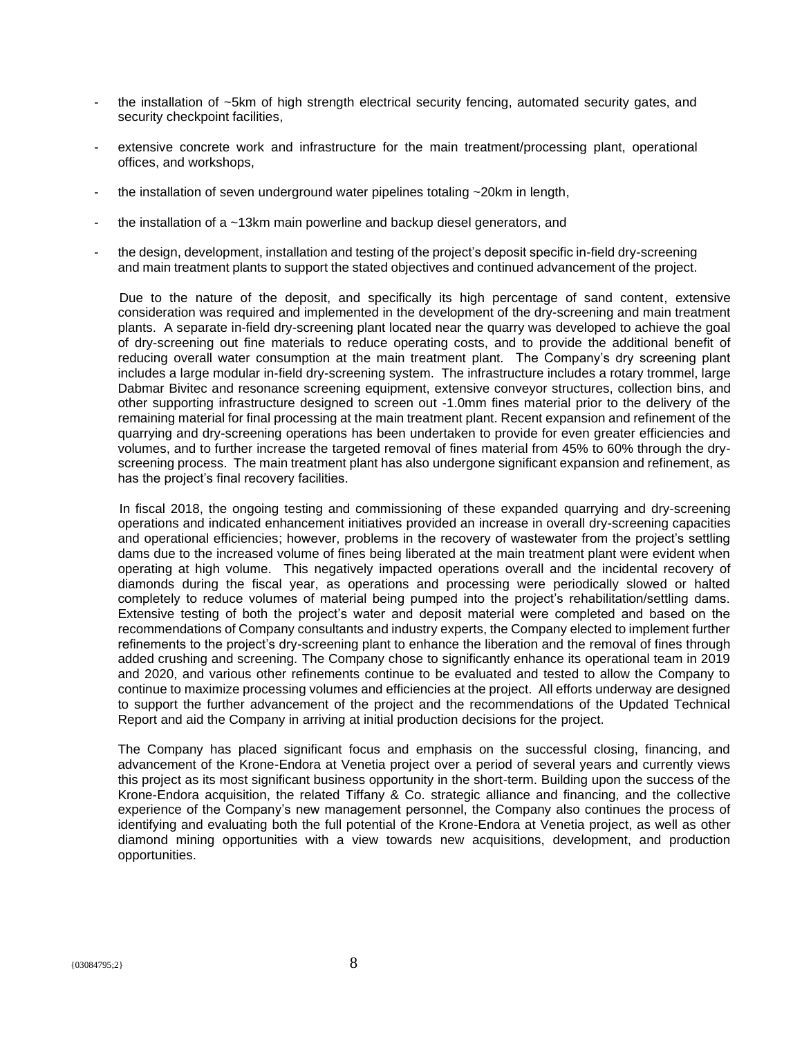- the installation of ~5km of high strength electrical security fencing, automated security gates, and security checkpoint facilities,
- extensive concrete work and infrastructure for the main treatment/processing plant, operational offices, and workshops,
- the installation of seven underground water pipelines totaling ~20km in length,
- the installation of a ~13km main powerline and backup diesel generators, and
- the design, development, installation and testing of the project's deposit specific in-field dry-screening and main treatment plants to support the stated objectives and continued advancement of the project.

Due to the nature of the deposit, and specifically its high percentage of sand content, extensive consideration was required and implemented in the development of the dry-screening and main treatment plants. A separate in-field dry-screening plant located near the quarry was developed to achieve the goal of dry-screening out fine materials to reduce operating costs, and to provide the additional benefit of reducing overall water consumption at the main treatment plant. The Company's dry screening plant includes a large modular in-field dry-screening system. The infrastructure includes a rotary trommel, large Dabmar Bivitec and resonance screening equipment, extensive conveyor structures, collection bins, and other supporting infrastructure designed to screen out -1.0mm fines material prior to the delivery of the remaining material for final processing at the main treatment plant. Recent expansion and refinement of the quarrying and dry-screening operations has been undertaken to provide for even greater efficiencies and volumes, and to further increase the targeted removal of fines material from 45% to 60% through the dry-screening process. The main treatment plant has also undergone significant expansion and refinement, as has the project's final recovery facilities.

In fiscal 2018, the ongoing testing and commissioning of these expanded quarrying and dry-screening operations and indicated enhancement initiatives provided an increase in overall dry-screening capacities and operational efficiencies; however, problems in the recovery of wastewater from the project's settling dams due to the increased volume of fines being liberated at the main treatment plant were evident when operating at high volume. This negatively impacted operations overall and the incidental recovery of diamonds during the fiscal year, as operations and processing were periodically slowed or halted completely to reduce volumes of material being pumped into the project's rehabilitation/settling dams. Extensive testing of both the project's water and deposit material were completed and based on the recommendations of Company consultants and industry experts, the Company elected to implement further refinements to the project's dry-screening plant to enhance the liberation and the removal of fines through added crushing and screening. The Company chose to significantly enhance its operational team in 2019 and 2020, and various other refinements continue to be evaluated and tested to allow the Company to continue to maximize processing volumes and efficiencies at the project. All efforts underway are designed to support the further advancement of the project and the recommendations of the Updated Technical Report and aid the Company in arriving at initial production decisions for the project.

The Company has placed significant focus and emphasis on the successful closing, financing, and advancement of the Krone-Endora at Venetia project over a period of several years and currently views this project as its most significant business opportunity in the short-term. Building upon the success of the Krone-Endora acquisition, the related Tiffany & Co. strategic alliance and financing, and the collective experience of the Company's new management personnel, the Company also continues the process of identifying and evaluating both the full potential of the Krone-Endora at Venetia project, as well as other diamond mining opportunities with a view towards new acquisitions, development, and production opportunities.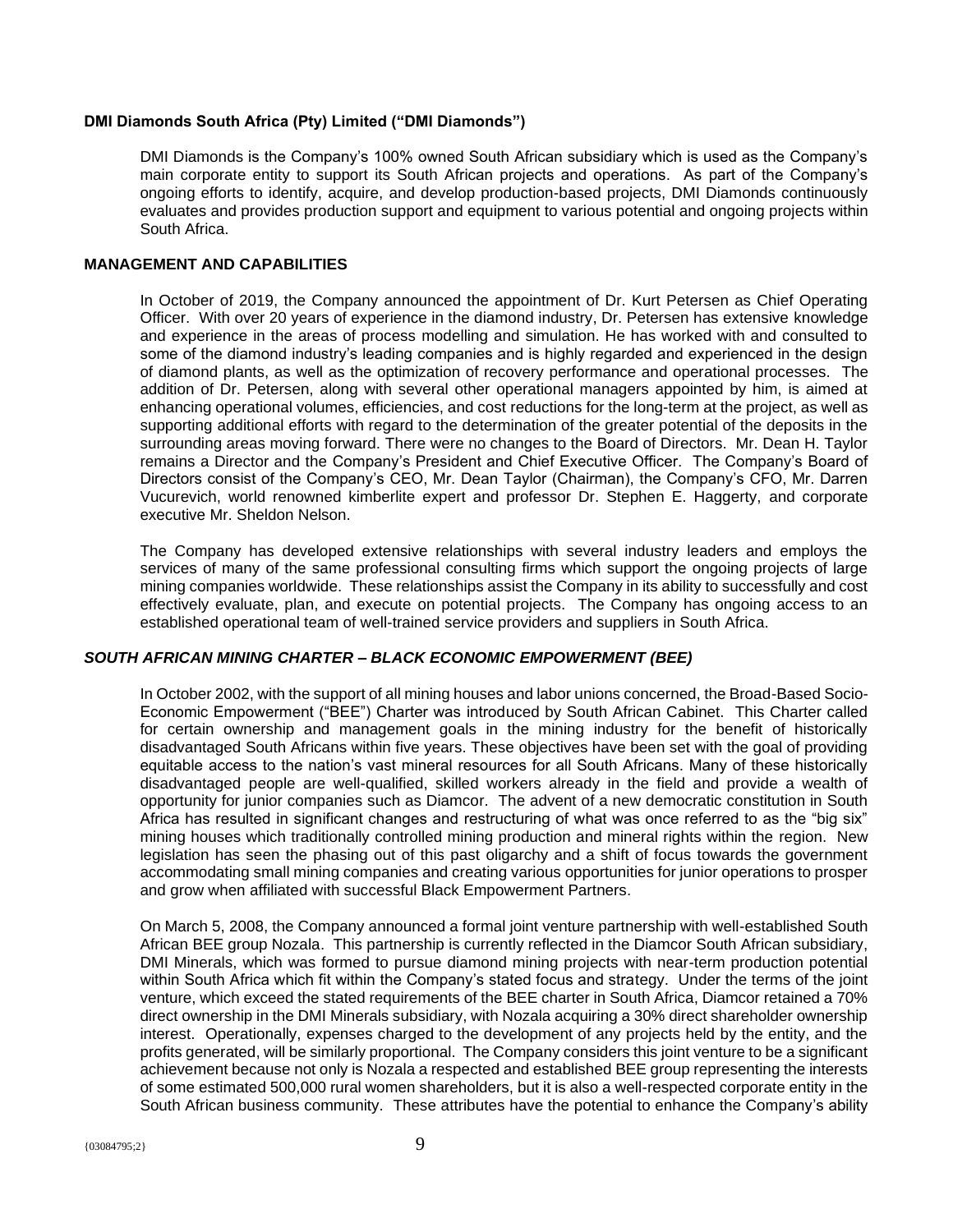**DMI Diamonds South Africa (Pty) Limited ("DMI Diamonds")**

DMI Diamonds is the Company's 100% owned South African subsidiary which is used as the Company's main corporate entity to support its South African projects and operations. As part of the Company's ongoing efforts to identify, acquire, and develop production-based projects, DMI Diamonds continuously evaluates and provides production support and equipment to various potential and ongoing projects within South Africa.

**MANAGEMENT AND CAPABILITIES**

In October of 2019, the Company announced the appointment of Dr. Kurt Petersen as Chief Operating Officer. With over 20 years of experience in the diamond industry, Dr. Petersen has extensive knowledge and experience in the areas of process modelling and simulation. He has worked with and consulted to some of the diamond industry's leading companies and is highly regarded and experienced in the design of diamond plants, as well as the optimization of recovery performance and operational processes. The addition of Dr. Petersen, along with several other operational managers appointed by him, is aimed at enhancing operational volumes, efficiencies, and cost reductions for the long-term at the project, as well as supporting additional efforts with regard to the determination of the greater potential of the deposits in the surrounding areas moving forward. There were no changes to the Board of Directors. Mr. Dean H. Taylor remains a Director and the Company's President and Chief Executive Officer. The Company's Board of Directors consist of the Company's CEO, Mr. Dean Taylor (Chairman), the Company's CFO, Mr. Darren Vucurevich, world renowned kimberlite expert and professor Dr. Stephen E. Haggerty, and corporate executive Mr. Sheldon Nelson.

The Company has developed extensive relationships with several industry leaders and employs the services of many of the same professional consulting firms which support the ongoing projects of large mining companies worldwide. These relationships assist the Company in its ability to successfully and cost effectively evaluate, plan, and execute on potential projects. The Company has ongoing access to an established operational team of well-trained service providers and suppliers in South Africa.

***SOUTH AFRICAN MINING CHARTER – BLACK ECONOMIC EMPOWERMENT (BEE)***

In October 2002, with the support of all mining houses and labor unions concerned, the Broad-Based Socio-Economic Empowerment ("BEE") Charter was introduced by South African Cabinet. This Charter called for certain ownership and management goals in the mining industry for the benefit of historically disadvantaged South Africans within five years. These objectives have been set with the goal of providing equitable access to the nation's vast mineral resources for all South Africans. Many of these historically disadvantaged people are well-qualified, skilled workers already in the field and provide a wealth of opportunity for junior companies such as Diamcor. The advent of a new democratic constitution in South Africa has resulted in significant changes and restructuring of what was once referred to as the "big six" mining houses which traditionally controlled mining production and mineral rights within the region. New legislation has seen the phasing out of this past oligarchy and a shift of focus towards the government accommodating small mining companies and creating various opportunities for junior operations to prosper and grow when affiliated with successful Black Empowerment Partners.

On March 5, 2008, the Company announced a formal joint venture partnership with well-established South African BEE group Nozala. This partnership is currently reflected in the Diamcor South African subsidiary, DMI Minerals, which was formed to pursue diamond mining projects with near-term production potential within South Africa which fit within the Company's stated focus and strategy. Under the terms of the joint venture, which exceed the stated requirements of the BEE charter in South Africa, Diamcor retained a 70% direct ownership in the DMI Minerals subsidiary, with Nozala acquiring a 30% direct shareholder ownership interest. Operationally, expenses charged to the development of any projects held by the entity, and the profits generated, will be similarly proportional. The Company considers this joint venture to be a significant achievement because not only is Nozala a respected and established BEE group representing the interests of some estimated 500,000 rural women shareholders, but it is also a well-respected corporate entity in the South African business community. These attributes have the potential to enhance the Company's ability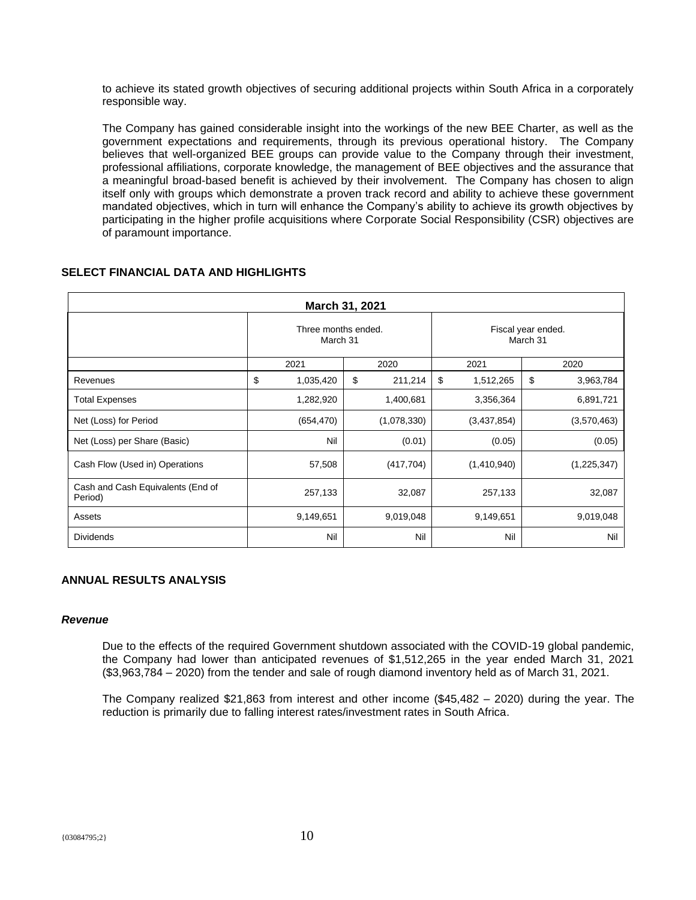to achieve its stated growth objectives of securing additional projects within South Africa in a corporately responsible way.

The Company has gained considerable insight into the workings of the new BEE Charter, as well as the government expectations and requirements, through its previous operational history. The Company believes that well-organized BEE groups can provide value to the Company through their investment, professional affiliations, corporate knowledge, the management of BEE objectives and the assurance that a meaningful broad-based benefit is achieved by their involvement. The Company has chosen to align itself only with groups which demonstrate a proven track record and ability to achieve these government mandated objectives, which in turn will enhance the Company's ability to achieve its growth objectives by participating in the higher profile acquisitions where Corporate Social Responsibility (CSR) objectives are of paramount importance.

## SELECT FINANCIAL DATA AND HIGHLIGHTS

| March 31, 2021 | | | | |
|---|---|---|---|---|
| | Three months ended. March 31 | | Fiscal year ended. March 31 | |
| | 2021 | 2020 | 2021 | 2020 |
| Revenues | $ 1,035,420 | $ 211,214 | $ 1,512,265 | $ 3,963,784 |
| Total Expenses | 1,282,920 | 1,400,681 | 3,356,364 | 6,891,721 |
| Net (Loss) for Period | (654,470) | (1,078,330) | (3,437,854) | (3,570,463) |
| Net (Loss) per Share (Basic) | Nil | (0.01) | (0.05) | (0.05) |
| Cash Flow (Used in) Operations | 57,508 | (417,704) | (1,410,940) | (1,225,347) |
| Cash and Cash Equivalents (End of Period) | 257,133 | 32,087 | 257,133 | 32,087 |
| Assets | 9,149,651 | 9,019,048 | 9,149,651 | 9,019,048 |
| Dividends | Nil | Nil | Nil | Nil |

## ANNUAL RESULTS ANALYSIS

### *Revenue*

Due to the effects of the required Government shutdown associated with the COVID-19 global pandemic, the Company had lower than anticipated revenues of $1,512,265 in the year ended March 31, 2021 ($3,963,784 – 2020) from the tender and sale of rough diamond inventory held as of March 31, 2021.

The Company realized $21,863 from interest and other income ($45,482 – 2020) during the year. The reduction is primarily due to falling interest rates/investment rates in South Africa.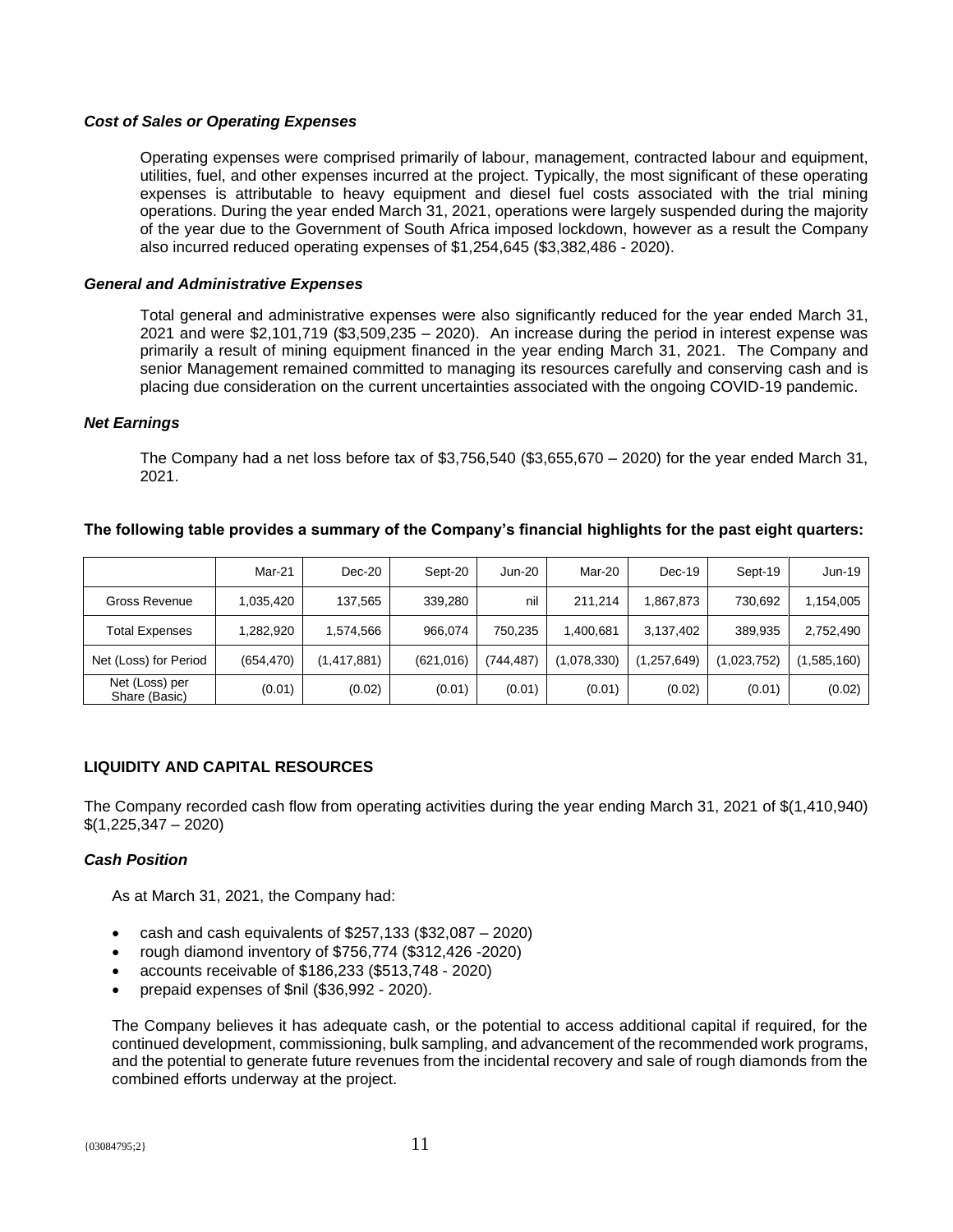### *Cost of Sales or Operating Expenses*

Operating expenses were comprised primarily of labour, management, contracted labour and equipment, utilities, fuel, and other expenses incurred at the project. Typically, the most significant of these operating expenses is attributable to heavy equipment and diesel fuel costs associated with the trial mining operations. During the year ended March 31, 2021, operations were largely suspended during the majority of the year due to the Government of South Africa imposed lockdown, however as a result the Company also incurred reduced operating expenses of $1,254,645 ($3,382,486 - 2020).

### *General and Administrative Expenses*

Total general and administrative expenses were also significantly reduced for the year ended March 31, 2021 and were $2,101,719 ($3,509,235 – 2020). An increase during the period in interest expense was primarily a result of mining equipment financed in the year ending March 31, 2021. The Company and senior Management remained committed to managing its resources carefully and conserving cash and is placing due consideration on the current uncertainties associated with the ongoing COVID-19 pandemic.

### *Net Earnings*

The Company had a net loss before tax of $3,756,540 ($3,655,670 – 2020) for the year ended March 31, 2021.

**The following table provides a summary of the Company's financial highlights for the past eight quarters:**

| | Mar-21 | Dec-20 | Sept-20 | Jun-20 | Mar-20 | Dec-19 | Sept-19 | Jun-19 |
|---|---|---|---|---|---|---|---|---|
| Gross Revenue | 1,035,420 | 137,565 | 339,280 | nil | 211,214 | 1,867,873 | 730,692 | 1,154,005 |
| Total Expenses | 1,282,920 | 1,574,566 | 966,074 | 750,235 | 1,400,681 | 3,137,402 | 389,935 | 2,752,490 |
| Net (Loss) for Period | (654,470) | (1,417,881) | (621,016) | (744,487) | (1,078,330) | (1,257,649) | (1,023,752) | (1,585,160) |
| Net (Loss) per Share (Basic) | (0.01) | (0.02) | (0.01) | (0.01) | (0.01) | (0.02) | (0.01) | (0.02) |

## LIQUIDITY AND CAPITAL RESOURCES

The Company recorded cash flow from operating activities during the year ending March 31, 2021 of $(1,410,940) $(1,225,347 – 2020)

### *Cash Position*

As at March 31, 2021, the Company had:

- cash and cash equivalents of $257,133 ($32,087 – 2020)
- rough diamond inventory of $756,774 ($312,426 -2020)
- accounts receivable of $186,233 ($513,748 - 2020)
- prepaid expenses of $nil ($36,992 - 2020).

The Company believes it has adequate cash, or the potential to access additional capital if required, for the continued development, commissioning, bulk sampling, and advancement of the recommended work programs, and the potential to generate future revenues from the incidental recovery and sale of rough diamonds from the combined efforts underway at the project.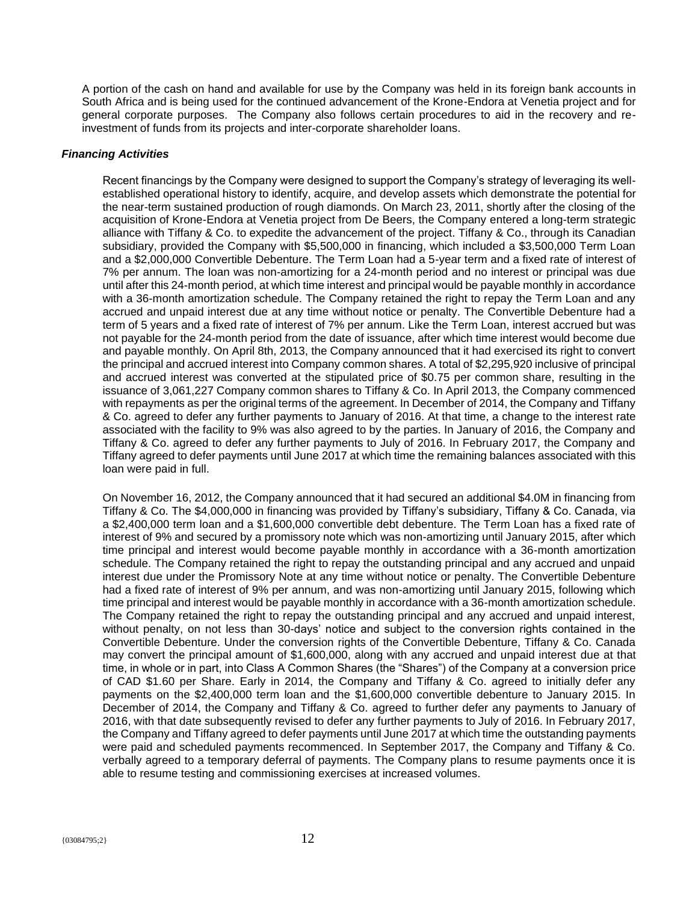A portion of the cash on hand and available for use by the Company was held in its foreign bank accounts in South Africa and is being used for the continued advancement of the Krone-Endora at Venetia project and for general corporate purposes. The Company also follows certain procedures to aid in the recovery and re-investment of funds from its projects and inter-corporate shareholder loans.

***Financing Activities***

Recent financings by the Company were designed to support the Company's strategy of leveraging its well-established operational history to identify, acquire, and develop assets which demonstrate the potential for the near-term sustained production of rough diamonds. On March 23, 2011, shortly after the closing of the acquisition of Krone-Endora at Venetia project from De Beers, the Company entered a long-term strategic alliance with Tiffany & Co. to expedite the advancement of the project. Tiffany & Co., through its Canadian subsidiary, provided the Company with $5,500,000 in financing, which included a $3,500,000 Term Loan and a $2,000,000 Convertible Debenture. The Term Loan had a 5-year term and a fixed rate of interest of 7% per annum. The loan was non-amortizing for a 24-month period and no interest or principal was due until after this 24-month period, at which time interest and principal would be payable monthly in accordance with a 36-month amortization schedule. The Company retained the right to repay the Term Loan and any accrued and unpaid interest due at any time without notice or penalty. The Convertible Debenture had a term of 5 years and a fixed rate of interest of 7% per annum. Like the Term Loan, interest accrued but was not payable for the 24-month period from the date of issuance, after which time interest would become due and payable monthly. On April 8th, 2013, the Company announced that it had exercised its right to convert the principal and accrued interest into Company common shares. A total of $2,295,920 inclusive of principal and accrued interest was converted at the stipulated price of $0.75 per common share, resulting in the issuance of 3,061,227 Company common shares to Tiffany & Co. In April 2013, the Company commenced with repayments as per the original terms of the agreement. In December of 2014, the Company and Tiffany & Co. agreed to defer any further payments to January of 2016. At that time, a change to the interest rate associated with the facility to 9% was also agreed to by the parties. In January of 2016, the Company and Tiffany & Co. agreed to defer any further payments to July of 2016. In February 2017, the Company and Tiffany agreed to defer payments until June 2017 at which time the remaining balances associated with this loan were paid in full.

On November 16, 2012, the Company announced that it had secured an additional $4.0M in financing from Tiffany & Co. The $4,000,000 in financing was provided by Tiffany's subsidiary, Tiffany & Co. Canada, via a $2,400,000 term loan and a $1,600,000 convertible debt debenture. The Term Loan has a fixed rate of interest of 9% and secured by a promissory note which was non-amortizing until January 2015, after which time principal and interest would become payable monthly in accordance with a 36-month amortization schedule. The Company retained the right to repay the outstanding principal and any accrued and unpaid interest due under the Promissory Note at any time without notice or penalty. The Convertible Debenture had a fixed rate of interest of 9% per annum, and was non-amortizing until January 2015, following which time principal and interest would be payable monthly in accordance with a 36-month amortization schedule. The Company retained the right to repay the outstanding principal and any accrued and unpaid interest, without penalty, on not less than 30-days' notice and subject to the conversion rights contained in the Convertible Debenture. Under the conversion rights of the Convertible Debenture, Tiffany & Co. Canada may convert the principal amount of $1,600,000, along with any accrued and unpaid interest due at that time, in whole or in part, into Class A Common Shares (the "Shares") of the Company at a conversion price of CAD $1.60 per Share. Early in 2014, the Company and Tiffany & Co. agreed to initially defer any payments on the $2,400,000 term loan and the $1,600,000 convertible debenture to January 2015. In December of 2014, the Company and Tiffany & Co. agreed to further defer any payments to January of 2016, with that date subsequently revised to defer any further payments to July of 2016. In February 2017, the Company and Tiffany agreed to defer payments until June 2017 at which time the outstanding payments were paid and scheduled payments recommenced. In September 2017, the Company and Tiffany & Co. verbally agreed to a temporary deferral of payments. The Company plans to resume payments once it is able to resume testing and commissioning exercises at increased volumes.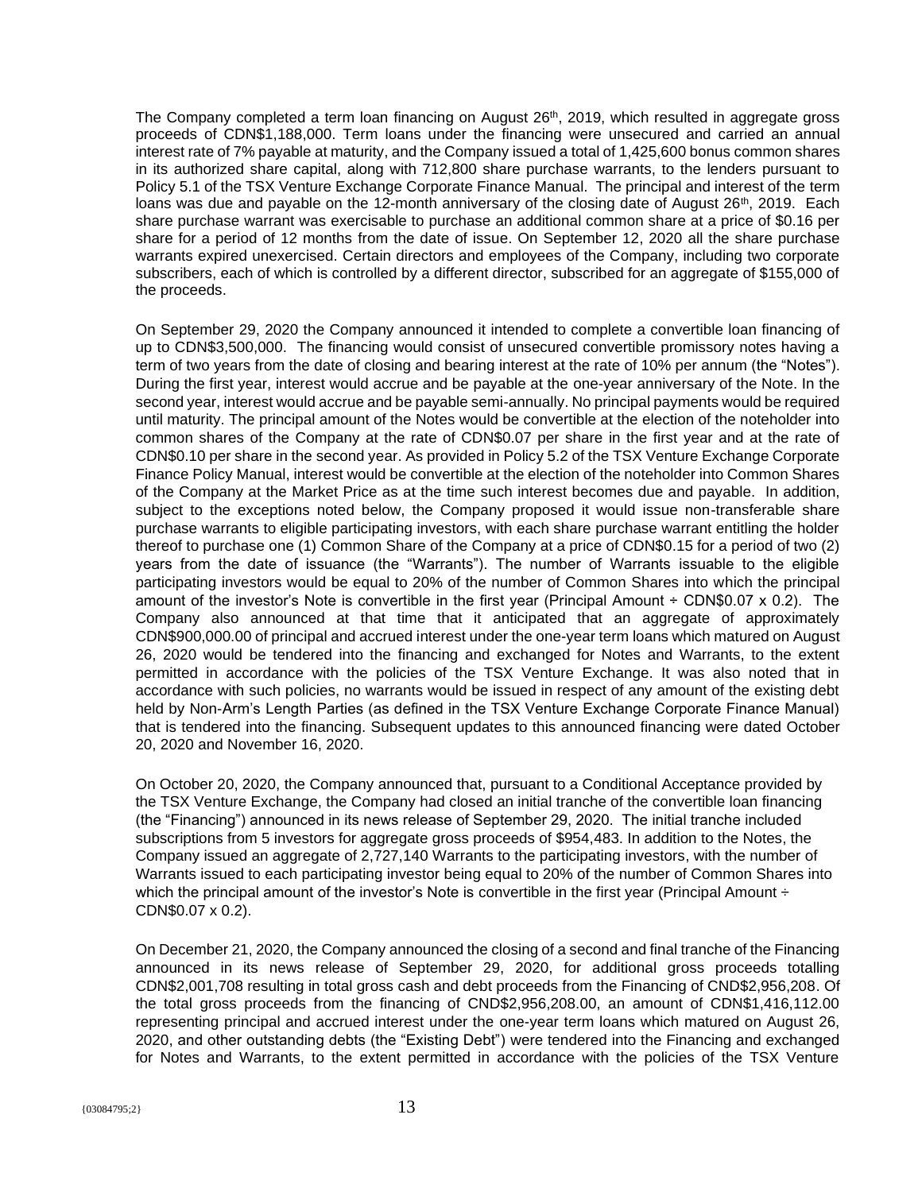The Company completed a term loan financing on August 26th, 2019, which resulted in aggregate gross proceeds of CDN$1,188,000. Term loans under the financing were unsecured and carried an annual interest rate of 7% payable at maturity, and the Company issued a total of 1,425,600 bonus common shares in its authorized share capital, along with 712,800 share purchase warrants, to the lenders pursuant to Policy 5.1 of the TSX Venture Exchange Corporate Finance Manual. The principal and interest of the term loans was due and payable on the 12-month anniversary of the closing date of August 26th, 2019. Each share purchase warrant was exercisable to purchase an additional common share at a price of $0.16 per share for a period of 12 months from the date of issue. On September 12, 2020 all the share purchase warrants expired unexercised. Certain directors and employees of the Company, including two corporate subscribers, each of which is controlled by a different director, subscribed for an aggregate of $155,000 of the proceeds.

On September 29, 2020 the Company announced it intended to complete a convertible loan financing of up to CDN$3,500,000. The financing would consist of unsecured convertible promissory notes having a term of two years from the date of closing and bearing interest at the rate of 10% per annum (the "Notes"). During the first year, interest would accrue and be payable at the one-year anniversary of the Note. In the second year, interest would accrue and be payable semi-annually. No principal payments would be required until maturity. The principal amount of the Notes would be convertible at the election of the noteholder into common shares of the Company at the rate of CDN$0.07 per share in the first year and at the rate of CDN$0.10 per share in the second year. As provided in Policy 5.2 of the TSX Venture Exchange Corporate Finance Policy Manual, interest would be convertible at the election of the noteholder into Common Shares of the Company at the Market Price as at the time such interest becomes due and payable. In addition, subject to the exceptions noted below, the Company proposed it would issue non-transferable share purchase warrants to eligible participating investors, with each share purchase warrant entitling the holder thereof to purchase one (1) Common Share of the Company at a price of CDN$0.15 for a period of two (2) years from the date of issuance (the "Warrants"). The number of Warrants issuable to the eligible participating investors would be equal to 20% of the number of Common Shares into which the principal amount of the investor's Note is convertible in the first year (Principal Amount ÷ CDN$0.07 x 0.2). The Company also announced at that time that it anticipated that an aggregate of approximately CDN$900,000.00 of principal and accrued interest under the one-year term loans which matured on August 26, 2020 would be tendered into the financing and exchanged for Notes and Warrants, to the extent permitted in accordance with the policies of the TSX Venture Exchange. It was also noted that in accordance with such policies, no warrants would be issued in respect of any amount of the existing debt held by Non-Arm's Length Parties (as defined in the TSX Venture Exchange Corporate Finance Manual) that is tendered into the financing. Subsequent updates to this announced financing were dated October 20, 2020 and November 16, 2020.

On October 20, 2020, the Company announced that, pursuant to a Conditional Acceptance provided by the TSX Venture Exchange, the Company had closed an initial tranche of the convertible loan financing (the "Financing") announced in its news release of September 29, 2020. The initial tranche included subscriptions from 5 investors for aggregate gross proceeds of $954,483. In addition to the Notes, the Company issued an aggregate of 2,727,140 Warrants to the participating investors, with the number of Warrants issued to each participating investor being equal to 20% of the number of Common Shares into which the principal amount of the investor's Note is convertible in the first year (Principal Amount ÷ CDN$0.07 x 0.2).

On December 21, 2020, the Company announced the closing of a second and final tranche of the Financing announced in its news release of September 29, 2020, for additional gross proceeds totalling CDN$2,001,708 resulting in total gross cash and debt proceeds from the Financing of CND$2,956,208. Of the total gross proceeds from the financing of CND$2,956,208.00, an amount of CDN$1,416,112.00 representing principal and accrued interest under the one-year term loans which matured on August 26, 2020, and other outstanding debts (the "Existing Debt") were tendered into the Financing and exchanged for Notes and Warrants, to the extent permitted in accordance with the policies of the TSX Venture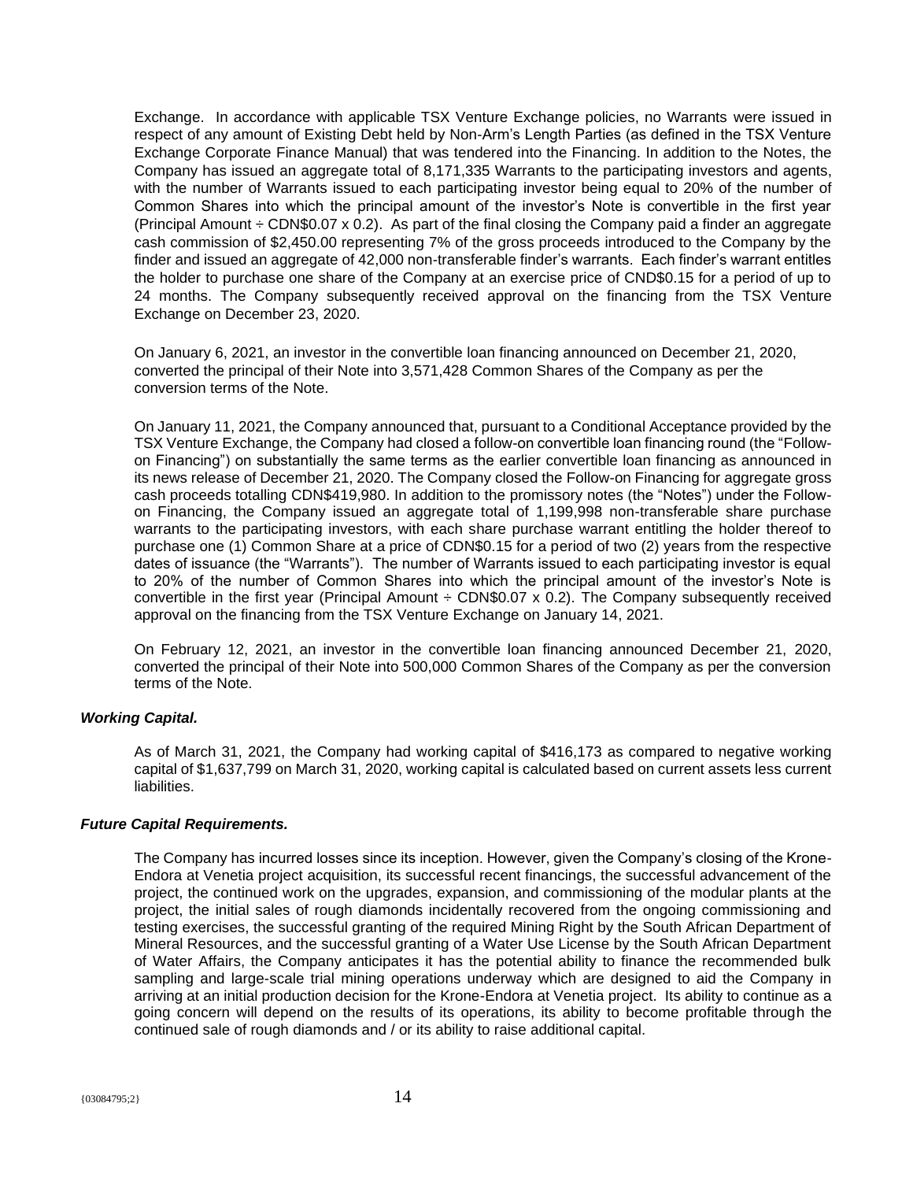Exchange. In accordance with applicable TSX Venture Exchange policies, no Warrants were issued in respect of any amount of Existing Debt held by Non-Arm's Length Parties (as defined in the TSX Venture Exchange Corporate Finance Manual) that was tendered into the Financing. In addition to the Notes, the Company has issued an aggregate total of 8,171,335 Warrants to the participating investors and agents, with the number of Warrants issued to each participating investor being equal to 20% of the number of Common Shares into which the principal amount of the investor's Note is convertible in the first year (Principal Amount ÷ CDN$0.07 x 0.2). As part of the final closing the Company paid a finder an aggregate cash commission of $2,450.00 representing 7% of the gross proceeds introduced to the Company by the finder and issued an aggregate of 42,000 non-transferable finder's warrants. Each finder's warrant entitles the holder to purchase one share of the Company at an exercise price of CND$0.15 for a period of up to 24 months. The Company subsequently received approval on the financing from the TSX Venture Exchange on December 23, 2020.

On January 6, 2021, an investor in the convertible loan financing announced on December 21, 2020, converted the principal of their Note into 3,571,428 Common Shares of the Company as per the conversion terms of the Note.

On January 11, 2021, the Company announced that, pursuant to a Conditional Acceptance provided by the TSX Venture Exchange, the Company had closed a follow-on convertible loan financing round (the "Follow-on Financing") on substantially the same terms as the earlier convertible loan financing as announced in its news release of December 21, 2020. The Company closed the Follow-on Financing for aggregate gross cash proceeds totalling CDN$419,980. In addition to the promissory notes (the "Notes") under the Follow-on Financing, the Company issued an aggregate total of 1,199,998 non-transferable share purchase warrants to the participating investors, with each share purchase warrant entitling the holder thereof to purchase one (1) Common Share at a price of CDN$0.15 for a period of two (2) years from the respective dates of issuance (the "Warrants"). The number of Warrants issued to each participating investor is equal to 20% of the number of Common Shares into which the principal amount of the investor's Note is convertible in the first year (Principal Amount ÷ CDN$0.07 x 0.2). The Company subsequently received approval on the financing from the TSX Venture Exchange on January 14, 2021.

On February 12, 2021, an investor in the convertible loan financing announced December 21, 2020, converted the principal of their Note into 500,000 Common Shares of the Company as per the conversion terms of the Note.

### *Working Capital.*

As of March 31, 2021, the Company had working capital of $416,173 as compared to negative working capital of $1,637,799 on March 31, 2020, working capital is calculated based on current assets less current liabilities.

### *Future Capital Requirements.*

The Company has incurred losses since its inception. However, given the Company's closing of the Krone-Endora at Venetia project acquisition, its successful recent financings, the successful advancement of the project, the continued work on the upgrades, expansion, and commissioning of the modular plants at the project, the initial sales of rough diamonds incidentally recovered from the ongoing commissioning and testing exercises, the successful granting of the required Mining Right by the South African Department of Mineral Resources, and the successful granting of a Water Use License by the South African Department of Water Affairs, the Company anticipates it has the potential ability to finance the recommended bulk sampling and large-scale trial mining operations underway which are designed to aid the Company in arriving at an initial production decision for the Krone-Endora at Venetia project. Its ability to continue as a going concern will depend on the results of its operations, its ability to become profitable through the continued sale of rough diamonds and / or its ability to raise additional capital.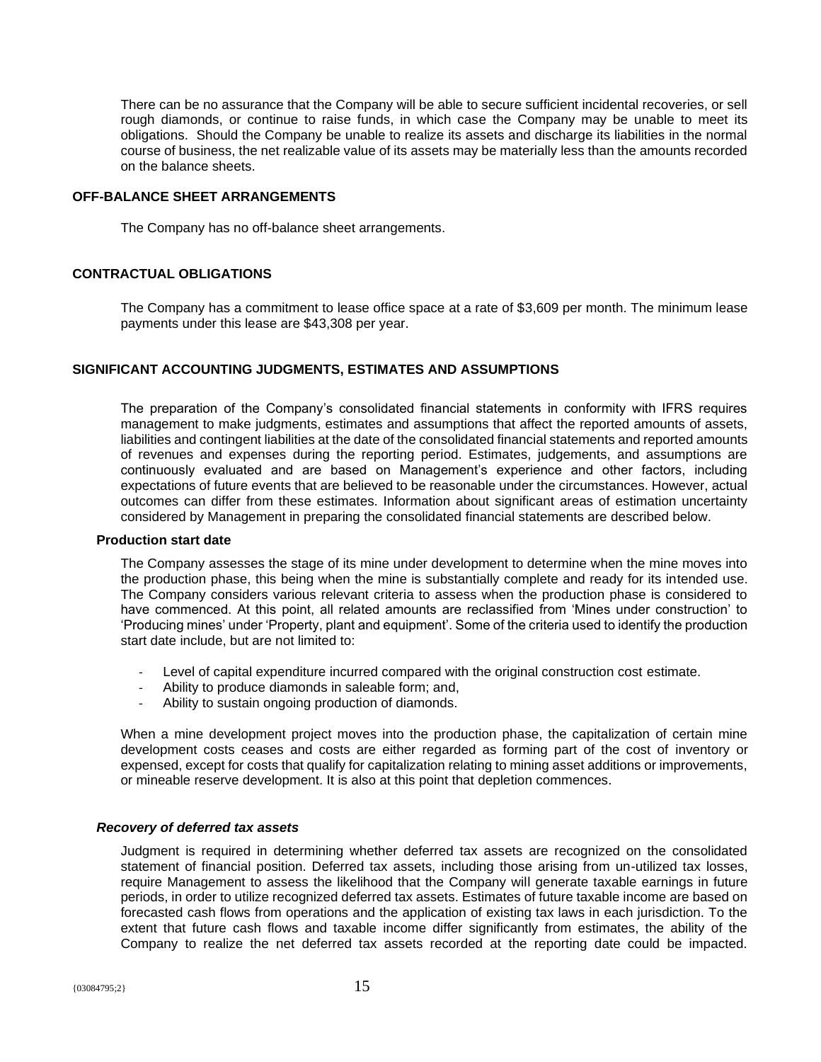There can be no assurance that the Company will be able to secure sufficient incidental recoveries, or sell rough diamonds, or continue to raise funds, in which case the Company may be unable to meet its obligations. Should the Company be unable to realize its assets and discharge its liabilities in the normal course of business, the net realizable value of its assets may be materially less than the amounts recorded on the balance sheets.

## OFF-BALANCE SHEET ARRANGEMENTS

The Company has no off-balance sheet arrangements.

## CONTRACTUAL OBLIGATIONS

The Company has a commitment to lease office space at a rate of $3,609 per month. The minimum lease payments under this lease are $43,308 per year.

## SIGNIFICANT ACCOUNTING JUDGMENTS, ESTIMATES AND ASSUMPTIONS

The preparation of the Company's consolidated financial statements in conformity with IFRS requires management to make judgments, estimates and assumptions that affect the reported amounts of assets, liabilities and contingent liabilities at the date of the consolidated financial statements and reported amounts of revenues and expenses during the reporting period. Estimates, judgements, and assumptions are continuously evaluated and are based on Management's experience and other factors, including expectations of future events that are believed to be reasonable under the circumstances. However, actual outcomes can differ from these estimates. Information about significant areas of estimation uncertainty considered by Management in preparing the consolidated financial statements are described below.

### Production start date

The Company assesses the stage of its mine under development to determine when the mine moves into the production phase, this being when the mine is substantially complete and ready for its intended use. The Company considers various relevant criteria to assess when the production phase is considered to have commenced. At this point, all related amounts are reclassified from 'Mines under construction' to 'Producing mines' under 'Property, plant and equipment'. Some of the criteria used to identify the production start date include, but are not limited to:

- Level of capital expenditure incurred compared with the original construction cost estimate.
- Ability to produce diamonds in saleable form; and,
- Ability to sustain ongoing production of diamonds.

When a mine development project moves into the production phase, the capitalization of certain mine development costs ceases and costs are either regarded as forming part of the cost of inventory or expensed, except for costs that qualify for capitalization relating to mining asset additions or improvements, or mineable reserve development. It is also at this point that depletion commences.

### *Recovery of deferred tax assets*

Judgment is required in determining whether deferred tax assets are recognized on the consolidated statement of financial position. Deferred tax assets, including those arising from un-utilized tax losses, require Management to assess the likelihood that the Company will generate taxable earnings in future periods, in order to utilize recognized deferred tax assets. Estimates of future taxable income are based on forecasted cash flows from operations and the application of existing tax laws in each jurisdiction. To the extent that future cash flows and taxable income differ significantly from estimates, the ability of the Company to realize the net deferred tax assets recorded at the reporting date could be impacted.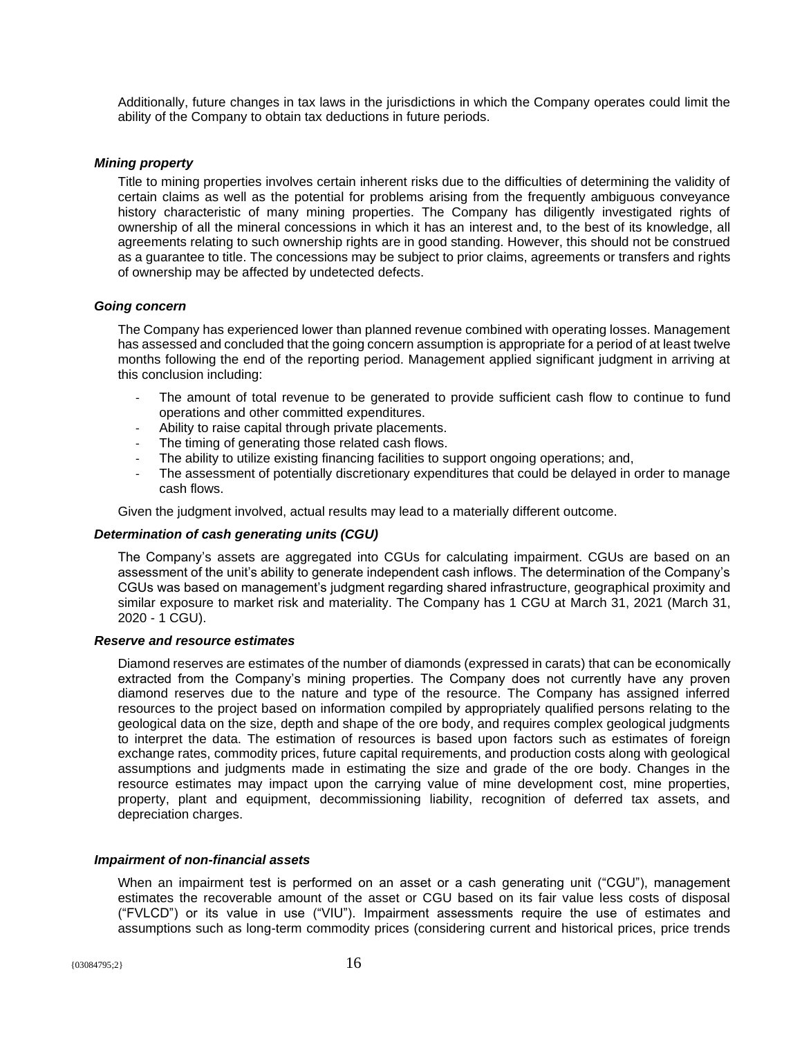Additionally, future changes in tax laws in the jurisdictions in which the Company operates could limit the ability of the Company to obtain tax deductions in future periods.

### *Mining property*

Title to mining properties involves certain inherent risks due to the difficulties of determining the validity of certain claims as well as the potential for problems arising from the frequently ambiguous conveyance history characteristic of many mining properties. The Company has diligently investigated rights of ownership of all the mineral concessions in which it has an interest and, to the best of its knowledge, all agreements relating to such ownership rights are in good standing. However, this should not be construed as a guarantee to title. The concessions may be subject to prior claims, agreements or transfers and rights of ownership may be affected by undetected defects.

### *Going concern*

The Company has experienced lower than planned revenue combined with operating losses. Management has assessed and concluded that the going concern assumption is appropriate for a period of at least twelve months following the end of the reporting period. Management applied significant judgment in arriving at this conclusion including:

- The amount of total revenue to be generated to provide sufficient cash flow to continue to fund operations and other committed expenditures.
- Ability to raise capital through private placements.
- The timing of generating those related cash flows.
- The ability to utilize existing financing facilities to support ongoing operations; and,
- The assessment of potentially discretionary expenditures that could be delayed in order to manage cash flows.

Given the judgment involved, actual results may lead to a materially different outcome.

### *Determination of cash generating units (CGU)*

The Company's assets are aggregated into CGUs for calculating impairment. CGUs are based on an assessment of the unit's ability to generate independent cash inflows. The determination of the Company's CGUs was based on management's judgment regarding shared infrastructure, geographical proximity and similar exposure to market risk and materiality. The Company has 1 CGU at March 31, 2021 (March 31, 2020 - 1 CGU).

### *Reserve and resource estimates*

Diamond reserves are estimates of the number of diamonds (expressed in carats) that can be economically extracted from the Company's mining properties. The Company does not currently have any proven diamond reserves due to the nature and type of the resource. The Company has assigned inferred resources to the project based on information compiled by appropriately qualified persons relating to the geological data on the size, depth and shape of the ore body, and requires complex geological judgments to interpret the data. The estimation of resources is based upon factors such as estimates of foreign exchange rates, commodity prices, future capital requirements, and production costs along with geological assumptions and judgments made in estimating the size and grade of the ore body. Changes in the resource estimates may impact upon the carrying value of mine development cost, mine properties, property, plant and equipment, decommissioning liability, recognition of deferred tax assets, and depreciation charges.

### *Impairment of non-financial assets*

When an impairment test is performed on an asset or a cash generating unit ("CGU"), management estimates the recoverable amount of the asset or CGU based on its fair value less costs of disposal ("FVLCD") or its value in use ("VIU"). Impairment assessments require the use of estimates and assumptions such as long-term commodity prices (considering current and historical prices, price trends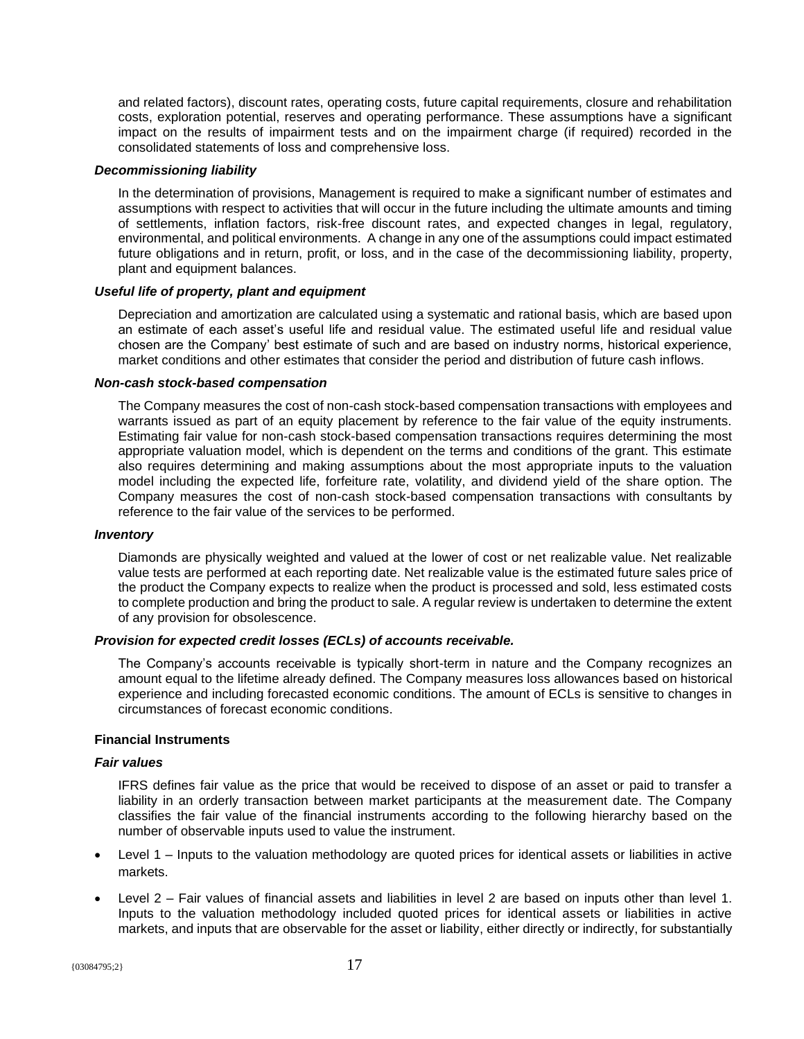and related factors), discount rates, operating costs, future capital requirements, closure and rehabilitation costs, exploration potential, reserves and operating performance. These assumptions have a significant impact on the results of impairment tests and on the impairment charge (if required) recorded in the consolidated statements of loss and comprehensive loss.

***Decommissioning liability***

In the determination of provisions, Management is required to make a significant number of estimates and assumptions with respect to activities that will occur in the future including the ultimate amounts and timing of settlements, inflation factors, risk-free discount rates, and expected changes in legal, regulatory, environmental, and political environments. A change in any one of the assumptions could impact estimated future obligations and in return, profit, or loss, and in the case of the decommissioning liability, property, plant and equipment balances.

***Useful life of property, plant and equipment***

Depreciation and amortization are calculated using a systematic and rational basis, which are based upon an estimate of each asset's useful life and residual value. The estimated useful life and residual value chosen are the Company' best estimate of such and are based on industry norms, historical experience, market conditions and other estimates that consider the period and distribution of future cash inflows.

***Non-cash stock-based compensation***

The Company measures the cost of non-cash stock-based compensation transactions with employees and warrants issued as part of an equity placement by reference to the fair value of the equity instruments. Estimating fair value for non-cash stock-based compensation transactions requires determining the most appropriate valuation model, which is dependent on the terms and conditions of the grant. This estimate also requires determining and making assumptions about the most appropriate inputs to the valuation model including the expected life, forfeiture rate, volatility, and dividend yield of the share option. The Company measures the cost of non-cash stock-based compensation transactions with consultants by reference to the fair value of the services to be performed.

***Inventory***

Diamonds are physically weighted and valued at the lower of cost or net realizable value. Net realizable value tests are performed at each reporting date. Net realizable value is the estimated future sales price of the product the Company expects to realize when the product is processed and sold, less estimated costs to complete production and bring the product to sale. A regular review is undertaken to determine the extent of any provision for obsolescence.

***Provision for expected credit losses (ECLs) of accounts receivable.***

The Company's accounts receivable is typically short-term in nature and the Company recognizes an amount equal to the lifetime already defined. The Company measures loss allowances based on historical experience and including forecasted economic conditions. The amount of ECLs is sensitive to changes in circumstances of forecast economic conditions.

**Financial Instruments**

***Fair values***

IFRS defines fair value as the price that would be received to dispose of an asset or paid to transfer a liability in an orderly transaction between market participants at the measurement date. The Company classifies the fair value of the financial instruments according to the following hierarchy based on the number of observable inputs used to value the instrument.

- Level 1 – Inputs to the valuation methodology are quoted prices for identical assets or liabilities in active markets.
- Level 2 – Fair values of financial assets and liabilities in level 2 are based on inputs other than level 1. Inputs to the valuation methodology included quoted prices for identical assets or liabilities in active markets, and inputs that are observable for the asset or liability, either directly or indirectly, for substantially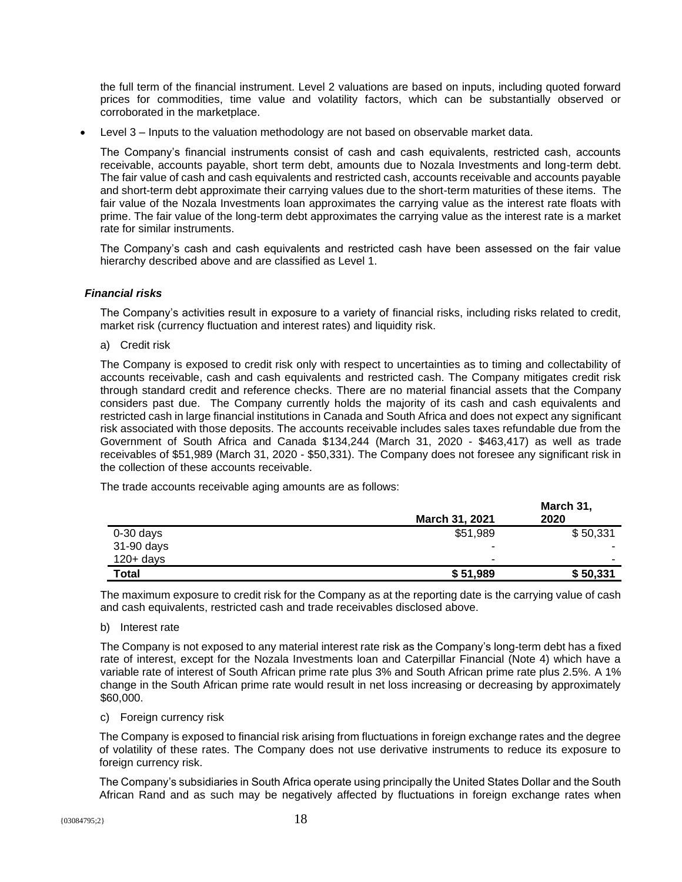the full term of the financial instrument. Level 2 valuations are based on inputs, including quoted forward prices for commodities, time value and volatility factors, which can be substantially observed or corroborated in the marketplace.

- Level 3 – Inputs to the valuation methodology are not based on observable market data.

The Company's financial instruments consist of cash and cash equivalents, restricted cash, accounts receivable, accounts payable, short term debt, amounts due to Nozala Investments and long-term debt. The fair value of cash and cash equivalents and restricted cash, accounts receivable and accounts payable and short-term debt approximate their carrying values due to the short-term maturities of these items. The fair value of the Nozala Investments loan approximates the carrying value as the interest rate floats with prime. The fair value of the long-term debt approximates the carrying value as the interest rate is a market rate for similar instruments.

The Company's cash and cash equivalents and restricted cash have been assessed on the fair value hierarchy described above and are classified as Level 1.

### *Financial risks*

The Company's activities result in exposure to a variety of financial risks, including risks related to credit, market risk (currency fluctuation and interest rates) and liquidity risk.

a) Credit risk

The Company is exposed to credit risk only with respect to uncertainties as to timing and collectability of accounts receivable, cash and cash equivalents and restricted cash. The Company mitigates credit risk through standard credit and reference checks. There are no material financial assets that the Company considers past due. The Company currently holds the majority of its cash and cash equivalents and restricted cash in large financial institutions in Canada and South Africa and does not expect any significant risk associated with those deposits. The accounts receivable includes sales taxes refundable due from the Government of South Africa and Canada $134,244 (March 31, 2020 - $463,417) as well as trade receivables of $51,989 (March 31, 2020 - $50,331). The Company does not foresee any significant risk in the collection of these accounts receivable.

The trade accounts receivable aging amounts are as follows:

| | March 31, 2021 | March 31, 2020 |
|---|---|---|
| 0-30 days | $51,989 | $ 50,331 |
| 31-90 days | - | - |
| 120+ days | - | - |
| **Total** | **$ 51,989** | **$ 50,331** |

The maximum exposure to credit risk for the Company as at the reporting date is the carrying value of cash and cash equivalents, restricted cash and trade receivables disclosed above.

b) Interest rate

The Company is not exposed to any material interest rate risk as the Company's long-term debt has a fixed rate of interest, except for the Nozala Investments loan and Caterpillar Financial (Note 4) which have a variable rate of interest of South African prime rate plus 3% and South African prime rate plus 2.5%. A 1% change in the South African prime rate would result in net loss increasing or decreasing by approximately $60,000.

c) Foreign currency risk

The Company is exposed to financial risk arising from fluctuations in foreign exchange rates and the degree of volatility of these rates. The Company does not use derivative instruments to reduce its exposure to foreign currency risk.

The Company's subsidiaries in South Africa operate using principally the United States Dollar and the South African Rand and as such may be negatively affected by fluctuations in foreign exchange rates when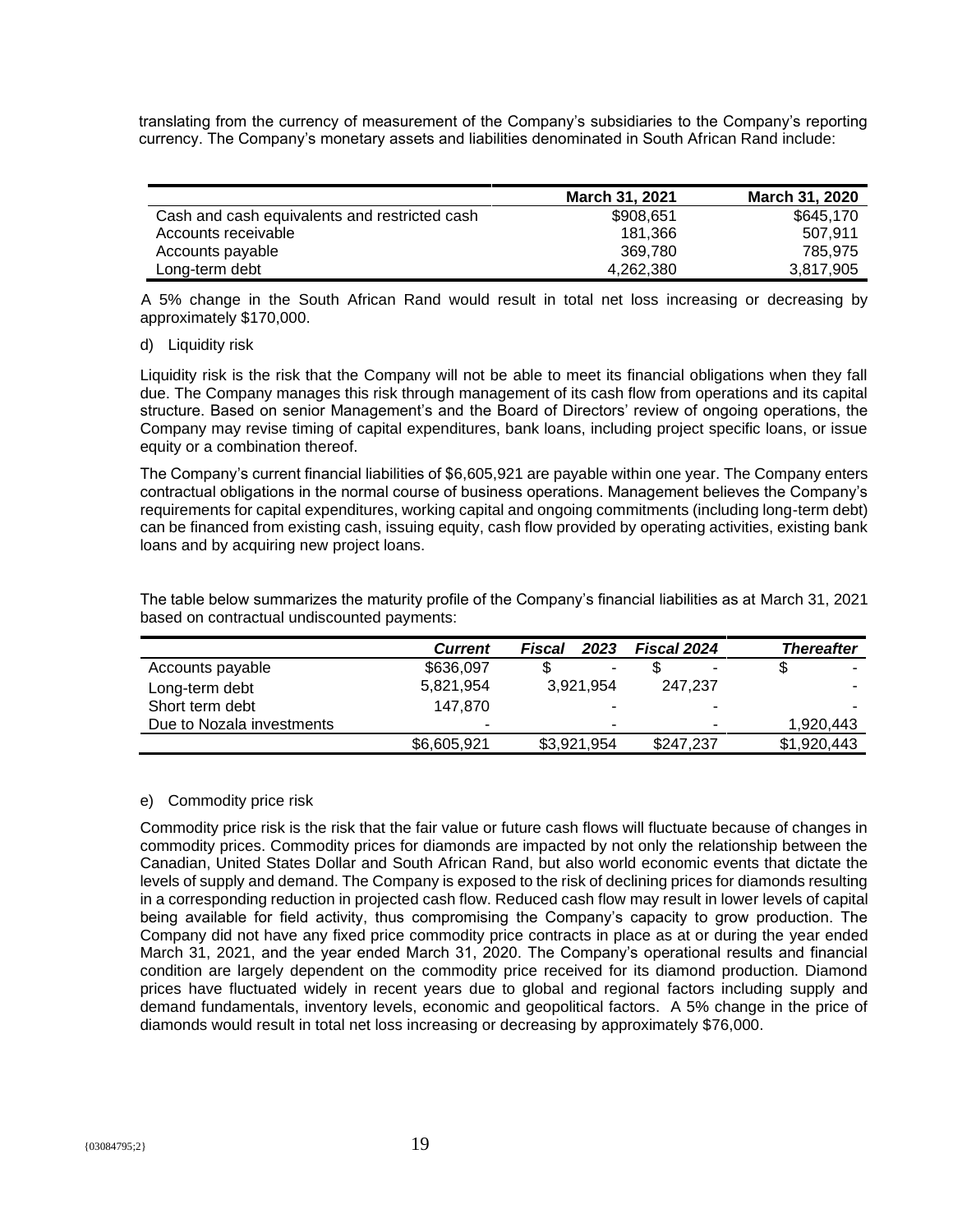translating from the currency of measurement of the Company's subsidiaries to the Company's reporting currency. The Company's monetary assets and liabilities denominated in South African Rand include:

| | March 31, 2021 | March 31, 2020 |
|---|---|---|
| Cash and cash equivalents and restricted cash | $908,651 | $645,170 |
| Accounts receivable | 181,366 | 507,911 |
| Accounts payable | 369,780 | 785,975 |
| Long-term debt | 4,262,380 | 3,817,905 |

A 5% change in the South African Rand would result in total net loss increasing or decreasing by approximately $170,000.

d) Liquidity risk

Liquidity risk is the risk that the Company will not be able to meet its financial obligations when they fall due. The Company manages this risk through management of its cash flow from operations and its capital structure. Based on senior Management's and the Board of Directors' review of ongoing operations, the Company may revise timing of capital expenditures, bank loans, including project specific loans, or issue equity or a combination thereof.

The Company's current financial liabilities of $6,605,921 are payable within one year. The Company enters contractual obligations in the normal course of business operations. Management believes the Company's requirements for capital expenditures, working capital and ongoing commitments (including long-term debt) can be financed from existing cash, issuing equity, cash flow provided by operating activities, existing bank loans and by acquiring new project loans.

The table below summarizes the maturity profile of the Company's financial liabilities as at March 31, 2021 based on contractual undiscounted payments:

| | ***Current*** | ***Fiscal 2023*** | ***Fiscal 2024*** | ***Thereafter*** |
|---|---|---|---|---|
| Accounts payable | $636,097 | $ - | $ - | $ - |
| Long-term debt | 5,821,954 | 3,921,954 | 247,237 | - |
| Short term debt | 147,870 | - | - | - |
| Due to Nozala investments | - | - | - | 1,920,443 |
| | $6,605,921 | $3,921,954 | $247,237 | $1,920,443 |

e) Commodity price risk

Commodity price risk is the risk that the fair value or future cash flows will fluctuate because of changes in commodity prices. Commodity prices for diamonds are impacted by not only the relationship between the Canadian, United States Dollar and South African Rand, but also world economic events that dictate the levels of supply and demand. The Company is exposed to the risk of declining prices for diamonds resulting in a corresponding reduction in projected cash flow. Reduced cash flow may result in lower levels of capital being available for field activity, thus compromising the Company's capacity to grow production. The Company did not have any fixed price commodity price contracts in place as at or during the year ended March 31, 2021, and the year ended March 31, 2020. The Company's operational results and financial condition are largely dependent on the commodity price received for its diamond production. Diamond prices have fluctuated widely in recent years due to global and regional factors including supply and demand fundamentals, inventory levels, economic and geopolitical factors. A 5% change in the price of diamonds would result in total net loss increasing or decreasing by approximately $76,000.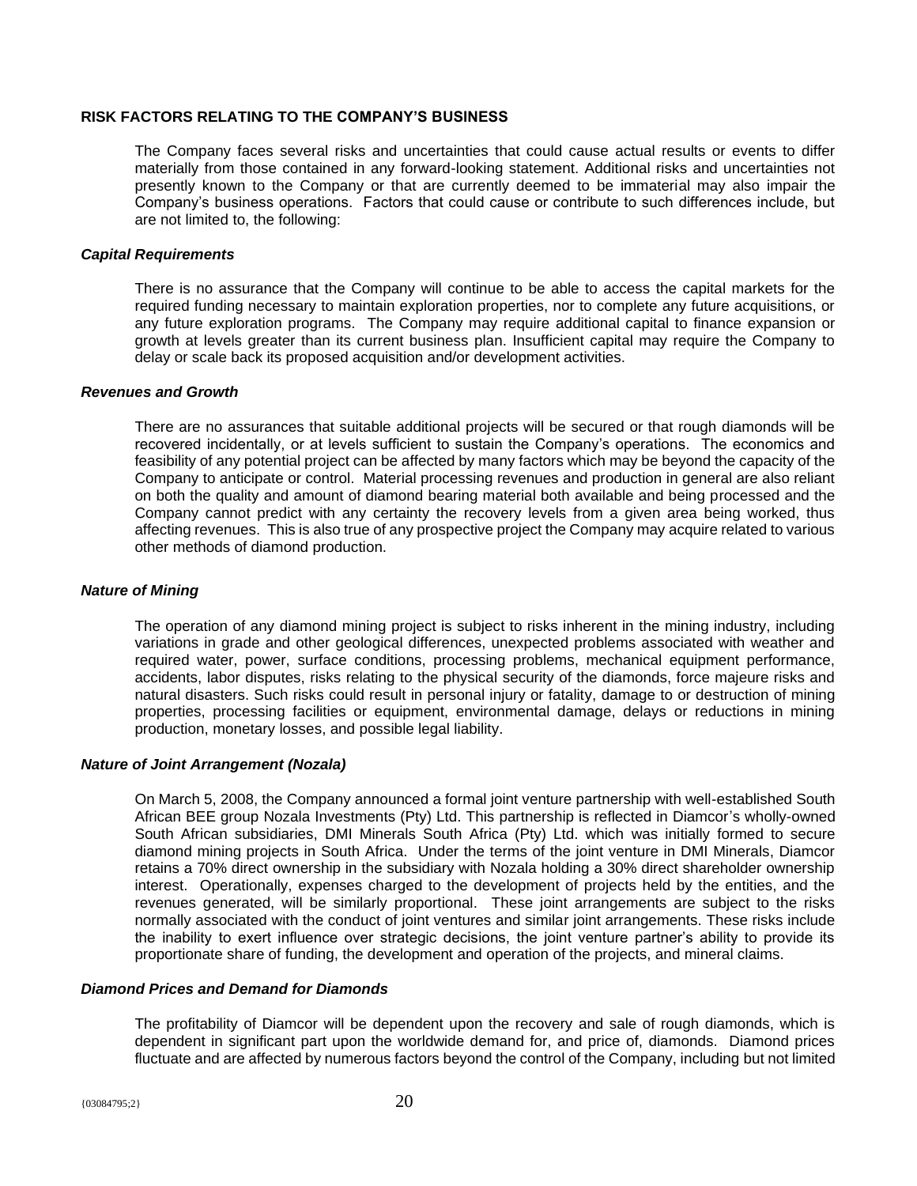## RISK FACTORS RELATING TO THE COMPANY'S BUSINESS

The Company faces several risks and uncertainties that could cause actual results or events to differ materially from those contained in any forward-looking statement. Additional risks and uncertainties not presently known to the Company or that are currently deemed to be immaterial may also impair the Company's business operations. Factors that could cause or contribute to such differences include, but are not limited to, the following:

### *Capital Requirements*

There is no assurance that the Company will continue to be able to access the capital markets for the required funding necessary to maintain exploration properties, nor to complete any future acquisitions, or any future exploration programs. The Company may require additional capital to finance expansion or growth at levels greater than its current business plan. Insufficient capital may require the Company to delay or scale back its proposed acquisition and/or development activities.

### *Revenues and Growth*

There are no assurances that suitable additional projects will be secured or that rough diamonds will be recovered incidentally, or at levels sufficient to sustain the Company's operations. The economics and feasibility of any potential project can be affected by many factors which may be beyond the capacity of the Company to anticipate or control. Material processing revenues and production in general are also reliant on both the quality and amount of diamond bearing material both available and being processed and the Company cannot predict with any certainty the recovery levels from a given area being worked, thus affecting revenues. This is also true of any prospective project the Company may acquire related to various other methods of diamond production.

### *Nature of Mining*

The operation of any diamond mining project is subject to risks inherent in the mining industry, including variations in grade and other geological differences, unexpected problems associated with weather and required water, power, surface conditions, processing problems, mechanical equipment performance, accidents, labor disputes, risks relating to the physical security of the diamonds, force majeure risks and natural disasters. Such risks could result in personal injury or fatality, damage to or destruction of mining properties, processing facilities or equipment, environmental damage, delays or reductions in mining production, monetary losses, and possible legal liability.

### *Nature of Joint Arrangement (Nozala)*

On March 5, 2008, the Company announced a formal joint venture partnership with well-established South African BEE group Nozala Investments (Pty) Ltd. This partnership is reflected in Diamcor's wholly-owned South African subsidiaries, DMI Minerals South Africa (Pty) Ltd. which was initially formed to secure diamond mining projects in South Africa. Under the terms of the joint venture in DMI Minerals, Diamcor retains a 70% direct ownership in the subsidiary with Nozala holding a 30% direct shareholder ownership interest. Operationally, expenses charged to the development of projects held by the entities, and the revenues generated, will be similarly proportional. These joint arrangements are subject to the risks normally associated with the conduct of joint ventures and similar joint arrangements. These risks include the inability to exert influence over strategic decisions, the joint venture partner's ability to provide its proportionate share of funding, the development and operation of the projects, and mineral claims.

### *Diamond Prices and Demand for Diamonds*

The profitability of Diamcor will be dependent upon the recovery and sale of rough diamonds, which is dependent in significant part upon the worldwide demand for, and price of, diamonds. Diamond prices fluctuate and are affected by numerous factors beyond the control of the Company, including but not limited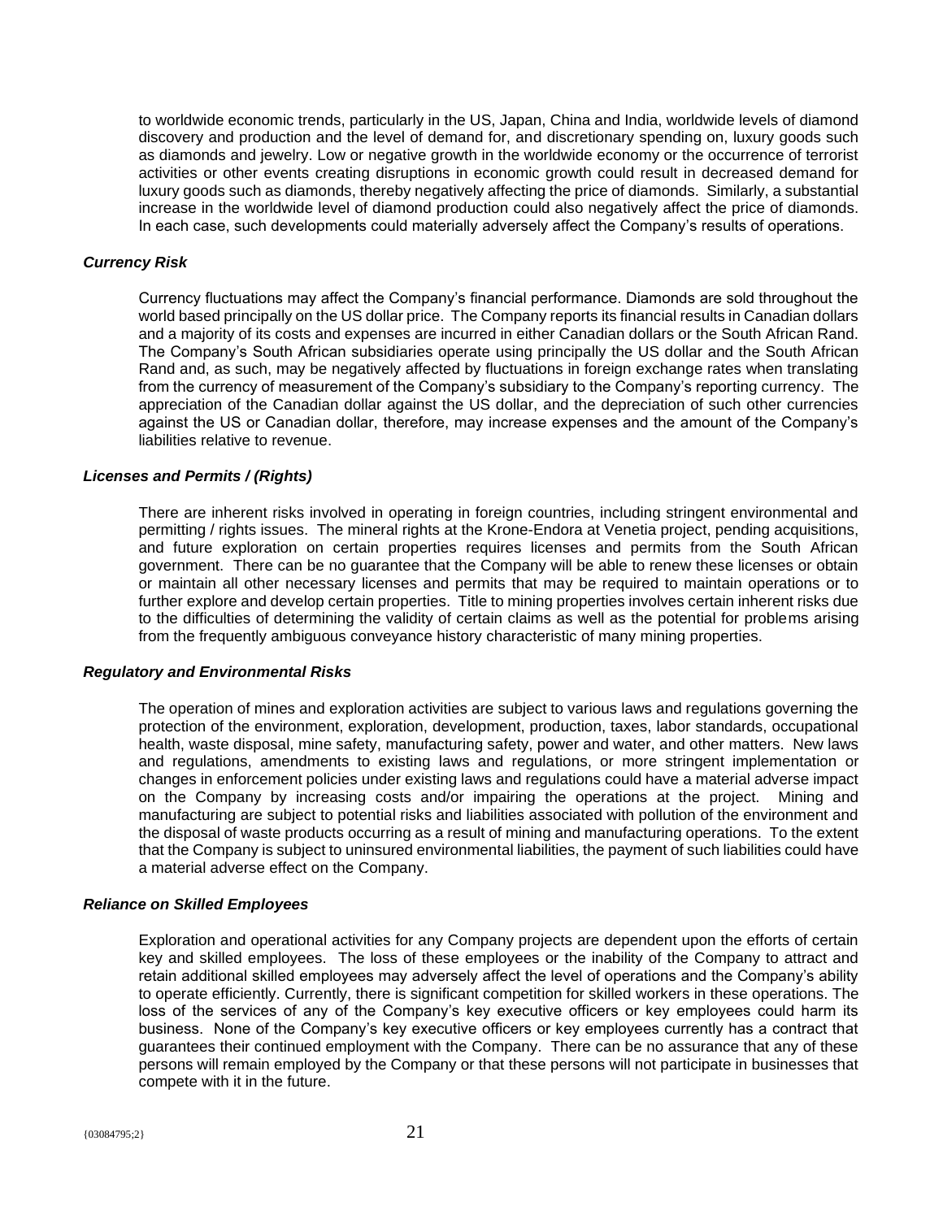to worldwide economic trends, particularly in the US, Japan, China and India, worldwide levels of diamond discovery and production and the level of demand for, and discretionary spending on, luxury goods such as diamonds and jewelry. Low or negative growth in the worldwide economy or the occurrence of terrorist activities or other events creating disruptions in economic growth could result in decreased demand for luxury goods such as diamonds, thereby negatively affecting the price of diamonds. Similarly, a substantial increase in the worldwide level of diamond production could also negatively affect the price of diamonds. In each case, such developments could materially adversely affect the Company's results of operations.

***Currency Risk***

Currency fluctuations may affect the Company's financial performance. Diamonds are sold throughout the world based principally on the US dollar price. The Company reports its financial results in Canadian dollars and a majority of its costs and expenses are incurred in either Canadian dollars or the South African Rand. The Company's South African subsidiaries operate using principally the US dollar and the South African Rand and, as such, may be negatively affected by fluctuations in foreign exchange rates when translating from the currency of measurement of the Company's subsidiary to the Company's reporting currency. The appreciation of the Canadian dollar against the US dollar, and the depreciation of such other currencies against the US or Canadian dollar, therefore, may increase expenses and the amount of the Company's liabilities relative to revenue.

***Licenses and Permits / (Rights)***

There are inherent risks involved in operating in foreign countries, including stringent environmental and permitting / rights issues. The mineral rights at the Krone-Endora at Venetia project, pending acquisitions, and future exploration on certain properties requires licenses and permits from the South African government. There can be no guarantee that the Company will be able to renew these licenses or obtain or maintain all other necessary licenses and permits that may be required to maintain operations or to further explore and develop certain properties. Title to mining properties involves certain inherent risks due to the difficulties of determining the validity of certain claims as well as the potential for problems arising from the frequently ambiguous conveyance history characteristic of many mining properties.

***Regulatory and Environmental Risks***

The operation of mines and exploration activities are subject to various laws and regulations governing the protection of the environment, exploration, development, production, taxes, labor standards, occupational health, waste disposal, mine safety, manufacturing safety, power and water, and other matters. New laws and regulations, amendments to existing laws and regulations, or more stringent implementation or changes in enforcement policies under existing laws and regulations could have a material adverse impact on the Company by increasing costs and/or impairing the operations at the project. Mining and manufacturing are subject to potential risks and liabilities associated with pollution of the environment and the disposal of waste products occurring as a result of mining and manufacturing operations. To the extent that the Company is subject to uninsured environmental liabilities, the payment of such liabilities could have a material adverse effect on the Company.

***Reliance on Skilled Employees***

Exploration and operational activities for any Company projects are dependent upon the efforts of certain key and skilled employees. The loss of these employees or the inability of the Company to attract and retain additional skilled employees may adversely affect the level of operations and the Company's ability to operate efficiently. Currently, there is significant competition for skilled workers in these operations. The loss of the services of any of the Company's key executive officers or key employees could harm its business. None of the Company's key executive officers or key employees currently has a contract that guarantees their continued employment with the Company. There can be no assurance that any of these persons will remain employed by the Company or that these persons will not participate in businesses that compete with it in the future.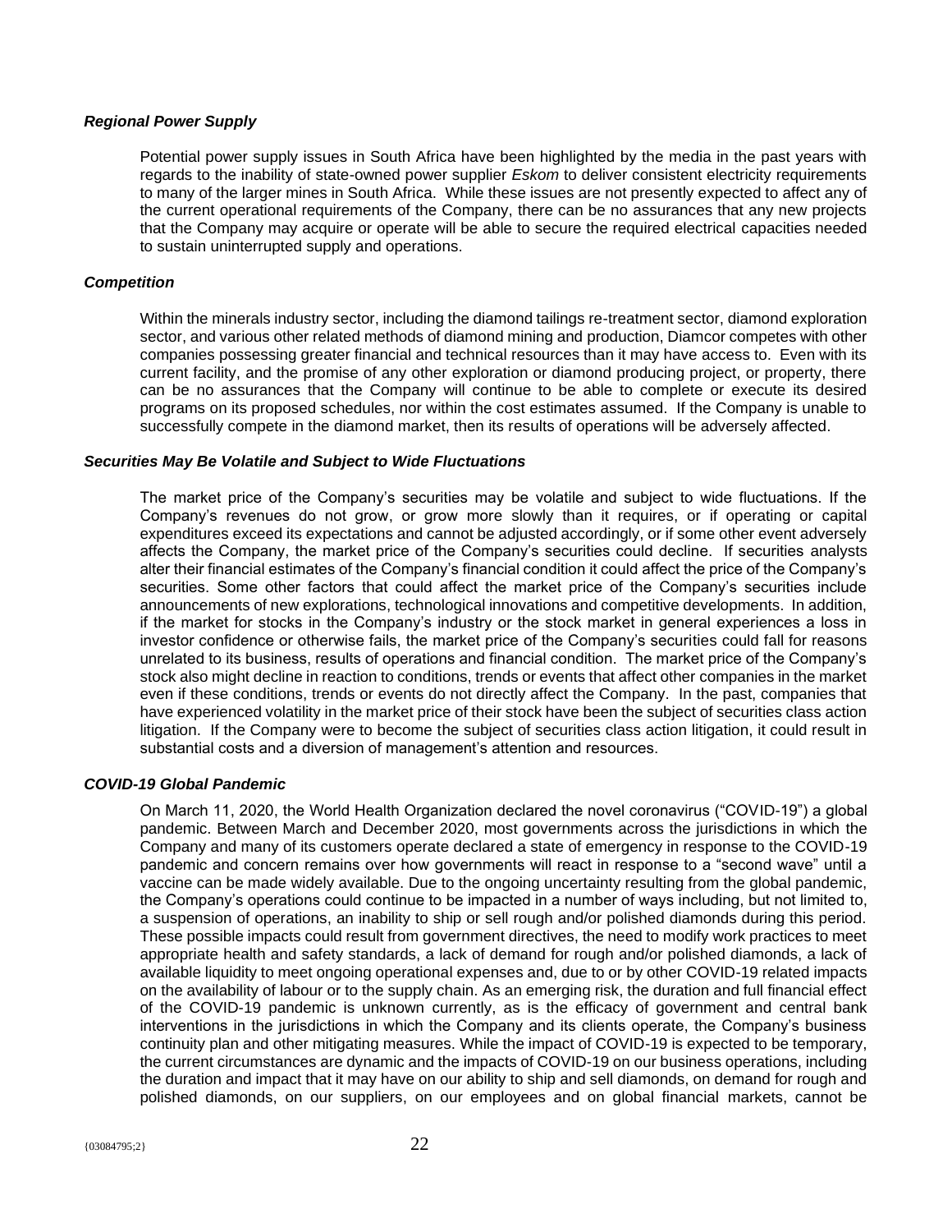### *Regional Power Supply*

Potential power supply issues in South Africa have been highlighted by the media in the past years with regards to the inability of state-owned power supplier *Eskom* to deliver consistent electricity requirements to many of the larger mines in South Africa. While these issues are not presently expected to affect any of the current operational requirements of the Company, there can be no assurances that any new projects that the Company may acquire or operate will be able to secure the required electrical capacities needed to sustain uninterrupted supply and operations.

### *Competition*

Within the minerals industry sector, including the diamond tailings re-treatment sector, diamond exploration sector, and various other related methods of diamond mining and production, Diamcor competes with other companies possessing greater financial and technical resources than it may have access to. Even with its current facility, and the promise of any other exploration or diamond producing project, or property, there can be no assurances that the Company will continue to be able to complete or execute its desired programs on its proposed schedules, nor within the cost estimates assumed. If the Company is unable to successfully compete in the diamond market, then its results of operations will be adversely affected.

### *Securities May Be Volatile and Subject to Wide Fluctuations*

The market price of the Company's securities may be volatile and subject to wide fluctuations. If the Company's revenues do not grow, or grow more slowly than it requires, or if operating or capital expenditures exceed its expectations and cannot be adjusted accordingly, or if some other event adversely affects the Company, the market price of the Company's securities could decline. If securities analysts alter their financial estimates of the Company's financial condition it could affect the price of the Company's securities. Some other factors that could affect the market price of the Company's securities include announcements of new explorations, technological innovations and competitive developments. In addition, if the market for stocks in the Company's industry or the stock market in general experiences a loss in investor confidence or otherwise fails, the market price of the Company's securities could fall for reasons unrelated to its business, results of operations and financial condition. The market price of the Company's stock also might decline in reaction to conditions, trends or events that affect other companies in the market even if these conditions, trends or events do not directly affect the Company. In the past, companies that have experienced volatility in the market price of their stock have been the subject of securities class action litigation. If the Company were to become the subject of securities class action litigation, it could result in substantial costs and a diversion of management's attention and resources.

### *COVID-19 Global Pandemic*

On March 11, 2020, the World Health Organization declared the novel coronavirus ("COVID-19") a global pandemic. Between March and December 2020, most governments across the jurisdictions in which the Company and many of its customers operate declared a state of emergency in response to the COVID-19 pandemic and concern remains over how governments will react in response to a "second wave" until a vaccine can be made widely available. Due to the ongoing uncertainty resulting from the global pandemic, the Company's operations could continue to be impacted in a number of ways including, but not limited to, a suspension of operations, an inability to ship or sell rough and/or polished diamonds during this period. These possible impacts could result from government directives, the need to modify work practices to meet appropriate health and safety standards, a lack of demand for rough and/or polished diamonds, a lack of available liquidity to meet ongoing operational expenses and, due to or by other COVID-19 related impacts on the availability of labour or to the supply chain. As an emerging risk, the duration and full financial effect of the COVID-19 pandemic is unknown currently, as is the efficacy of government and central bank interventions in the jurisdictions in which the Company and its clients operate, the Company's business continuity plan and other mitigating measures. While the impact of COVID-19 is expected to be temporary, the current circumstances are dynamic and the impacts of COVID-19 on our business operations, including the duration and impact that it may have on our ability to ship and sell diamonds, on demand for rough and polished diamonds, on our suppliers, on our employees and on global financial markets, cannot be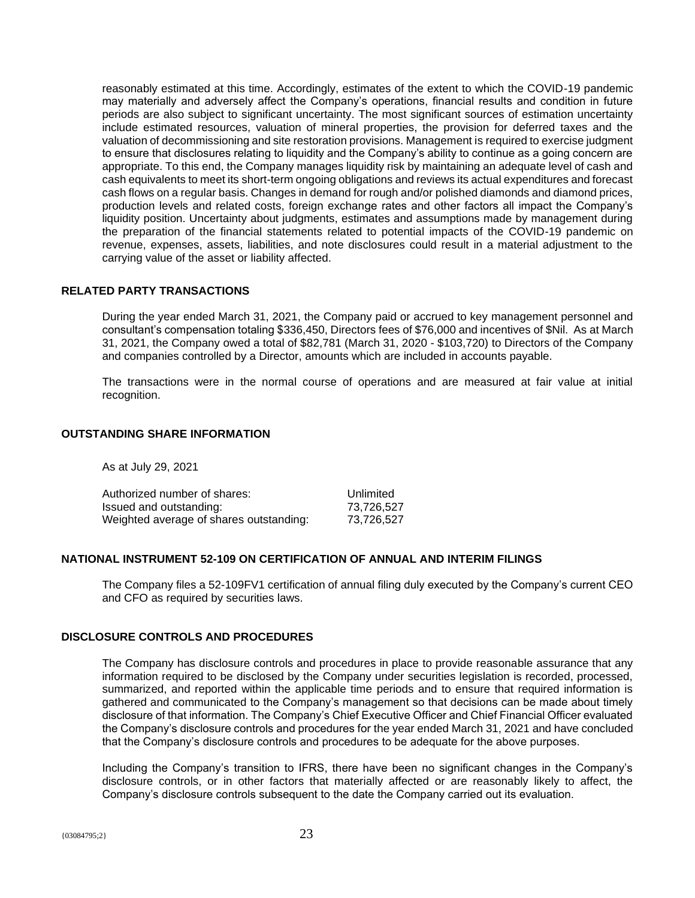reasonably estimated at this time. Accordingly, estimates of the extent to which the COVID-19 pandemic may materially and adversely affect the Company's operations, financial results and condition in future periods are also subject to significant uncertainty. The most significant sources of estimation uncertainty include estimated resources, valuation of mineral properties, the provision for deferred taxes and the valuation of decommissioning and site restoration provisions. Management is required to exercise judgment to ensure that disclosures relating to liquidity and the Company's ability to continue as a going concern are appropriate. To this end, the Company manages liquidity risk by maintaining an adequate level of cash and cash equivalents to meet its short-term ongoing obligations and reviews its actual expenditures and forecast cash flows on a regular basis. Changes in demand for rough and/or polished diamonds and diamond prices, production levels and related costs, foreign exchange rates and other factors all impact the Company's liquidity position. Uncertainty about judgments, estimates and assumptions made by management during the preparation of the financial statements related to potential impacts of the COVID-19 pandemic on revenue, expenses, assets, liabilities, and note disclosures could result in a material adjustment to the carrying value of the asset or liability affected.

## RELATED PARTY TRANSACTIONS

During the year ended March 31, 2021, the Company paid or accrued to key management personnel and consultant's compensation totaling $336,450, Directors fees of $76,000 and incentives of $Nil. As at March 31, 2021, the Company owed a total of $82,781 (March 31, 2020 - $103,720) to Directors of the Company and companies controlled by a Director, amounts which are included in accounts payable.

The transactions were in the normal course of operations and are measured at fair value at initial recognition.

## OUTSTANDING SHARE INFORMATION

As at July 29, 2021

| | |
|---|---|
| Authorized number of shares: | Unlimited |
| Issued and outstanding: | 73,726,527 |
| Weighted average of shares outstanding: | 73,726,527 |

## NATIONAL INSTRUMENT 52-109 ON CERTIFICATION OF ANNUAL AND INTERIM FILINGS

The Company files a 52-109FV1 certification of annual filing duly executed by the Company's current CEO and CFO as required by securities laws.

## DISCLOSURE CONTROLS AND PROCEDURES

The Company has disclosure controls and procedures in place to provide reasonable assurance that any information required to be disclosed by the Company under securities legislation is recorded, processed, summarized, and reported within the applicable time periods and to ensure that required information is gathered and communicated to the Company's management so that decisions can be made about timely disclosure of that information. The Company's Chief Executive Officer and Chief Financial Officer evaluated the Company's disclosure controls and procedures for the year ended March 31, 2021 and have concluded that the Company's disclosure controls and procedures to be adequate for the above purposes.

Including the Company's transition to IFRS, there have been no significant changes in the Company's disclosure controls, or in other factors that materially affected or are reasonably likely to affect, the Company's disclosure controls subsequent to the date the Company carried out its evaluation.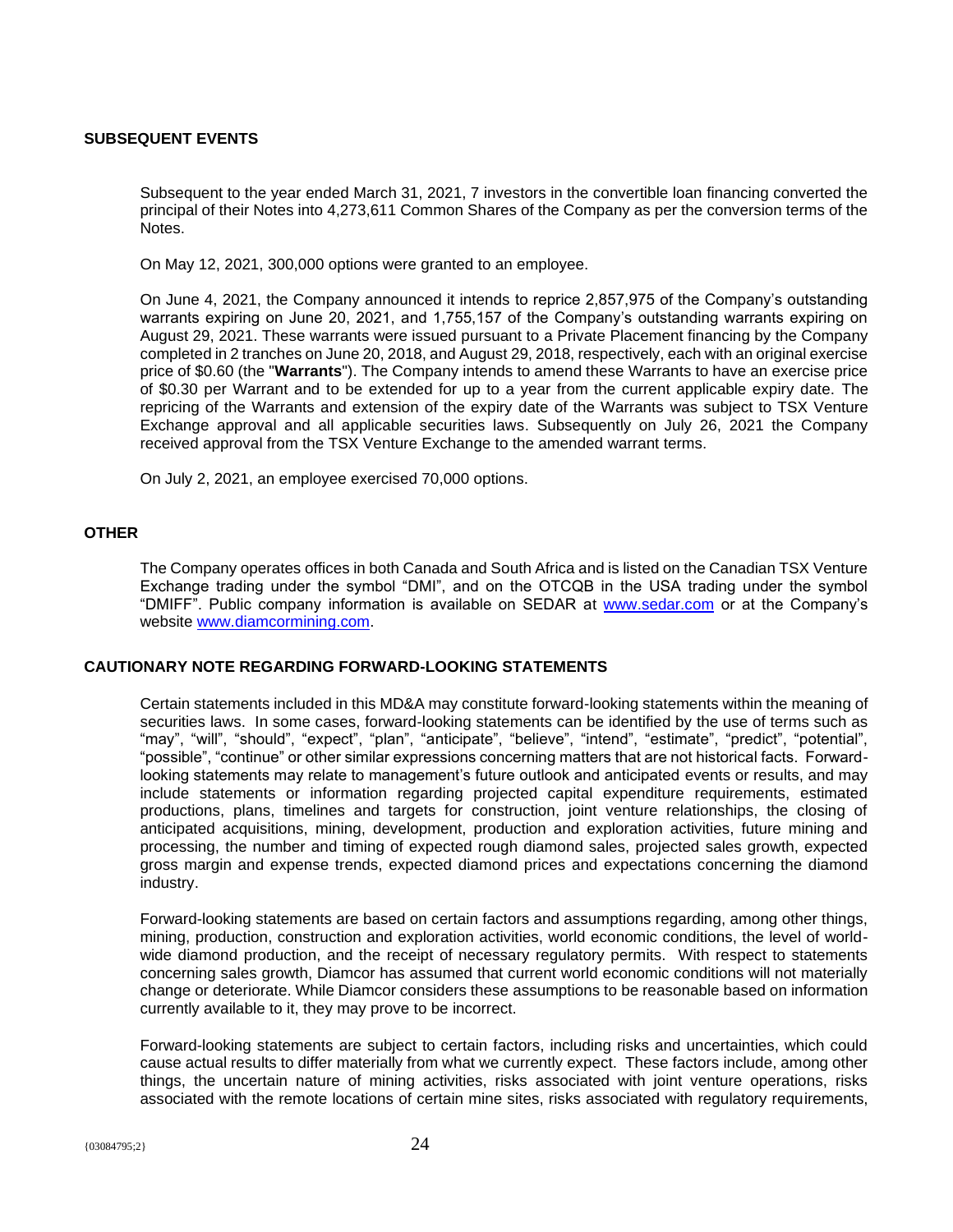## SUBSEQUENT EVENTS

Subsequent to the year ended March 31, 2021, 7 investors in the convertible loan financing converted the principal of their Notes into 4,273,611 Common Shares of the Company as per the conversion terms of the Notes.

On May 12, 2021, 300,000 options were granted to an employee.

On June 4, 2021, the Company announced it intends to reprice 2,857,975 of the Company's outstanding warrants expiring on June 20, 2021, and 1,755,157 of the Company's outstanding warrants expiring on August 29, 2021. These warrants were issued pursuant to a Private Placement financing by the Company completed in 2 tranches on June 20, 2018, and August 29, 2018, respectively, each with an original exercise price of $0.60 (the "**Warrants**"). The Company intends to amend these Warrants to have an exercise price of $0.30 per Warrant and to be extended for up to a year from the current applicable expiry date. The repricing of the Warrants and extension of the expiry date of the Warrants was subject to TSX Venture Exchange approval and all applicable securities laws. Subsequently on July 26, 2021 the Company received approval from the TSX Venture Exchange to the amended warrant terms.

On July 2, 2021, an employee exercised 70,000 options.

## OTHER

The Company operates offices in both Canada and South Africa and is listed on the Canadian TSX Venture Exchange trading under the symbol "DMI", and on the OTCQB in the USA trading under the symbol "DMIFF". Public company information is available on SEDAR at www.sedar.com or at the Company's website www.diamcormining.com.

## CAUTIONARY NOTE REGARDING FORWARD-LOOKING STATEMENTS

Certain statements included in this MD&A may constitute forward-looking statements within the meaning of securities laws. In some cases, forward-looking statements can be identified by the use of terms such as "may", "will", "should", "expect", "plan", "anticipate", "believe", "intend", "estimate", "predict", "potential", "possible", "continue" or other similar expressions concerning matters that are not historical facts. Forward-looking statements may relate to management's future outlook and anticipated events or results, and may include statements or information regarding projected capital expenditure requirements, estimated productions, plans, timelines and targets for construction, joint venture relationships, the closing of anticipated acquisitions, mining, development, production and exploration activities, future mining and processing, the number and timing of expected rough diamond sales, projected sales growth, expected gross margin and expense trends, expected diamond prices and expectations concerning the diamond industry.

Forward-looking statements are based on certain factors and assumptions regarding, among other things, mining, production, construction and exploration activities, world economic conditions, the level of world-wide diamond production, and the receipt of necessary regulatory permits. With respect to statements concerning sales growth, Diamcor has assumed that current world economic conditions will not materially change or deteriorate. While Diamcor considers these assumptions to be reasonable based on information currently available to it, they may prove to be incorrect.

Forward-looking statements are subject to certain factors, including risks and uncertainties, which could cause actual results to differ materially from what we currently expect. These factors include, among other things, the uncertain nature of mining activities, risks associated with joint venture operations, risks associated with the remote locations of certain mine sites, risks associated with regulatory requirements,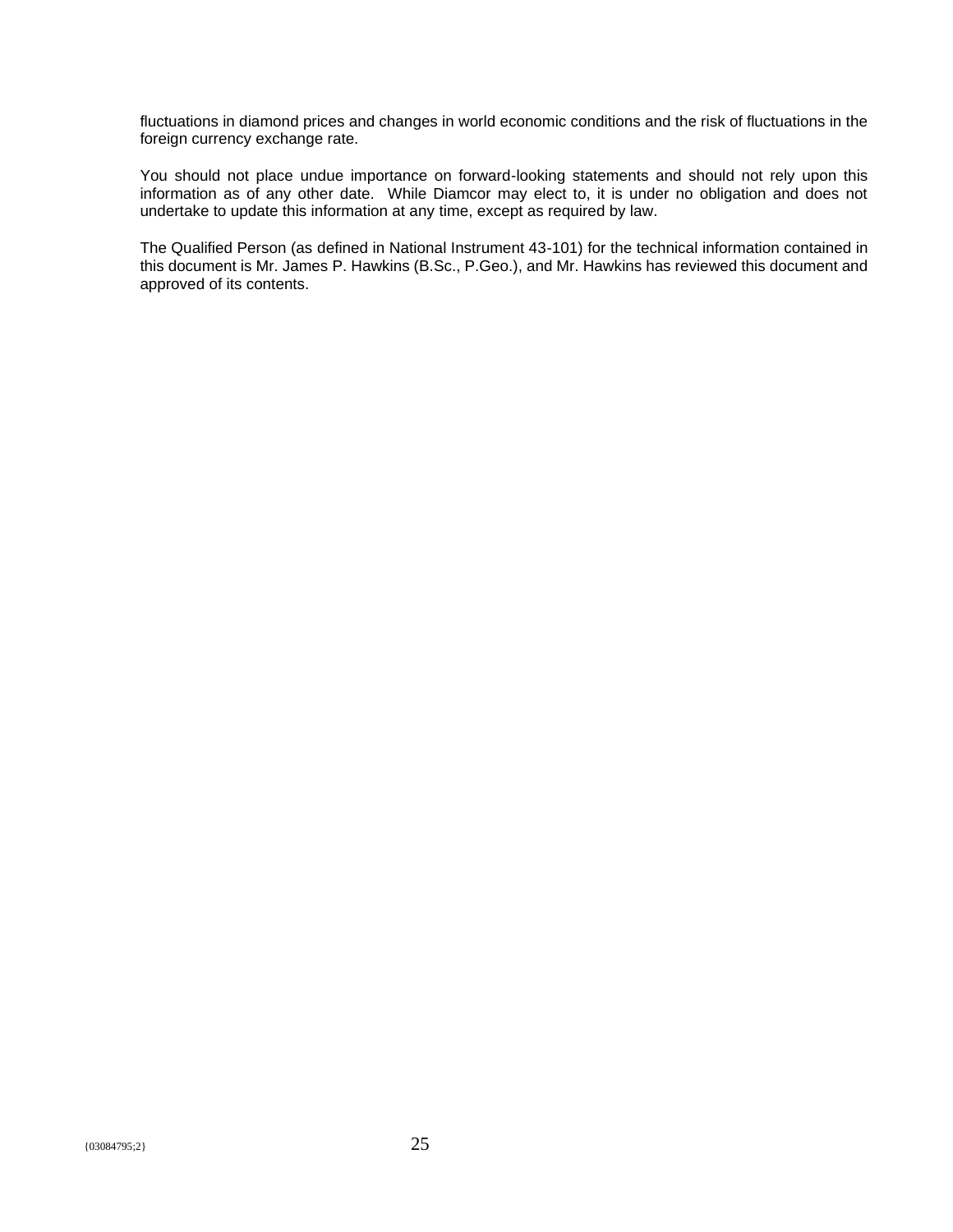fluctuations in diamond prices and changes in world economic conditions and the risk of fluctuations in the foreign currency exchange rate.

You should not place undue importance on forward-looking statements and should not rely upon this information as of any other date. While Diamcor may elect to, it is under no obligation and does not undertake to update this information at any time, except as required by law.

The Qualified Person (as defined in National Instrument 43-101) for the technical information contained in this document is Mr. James P. Hawkins (B.Sc., P.Geo.), and Mr. Hawkins has reviewed this document and approved of its contents.